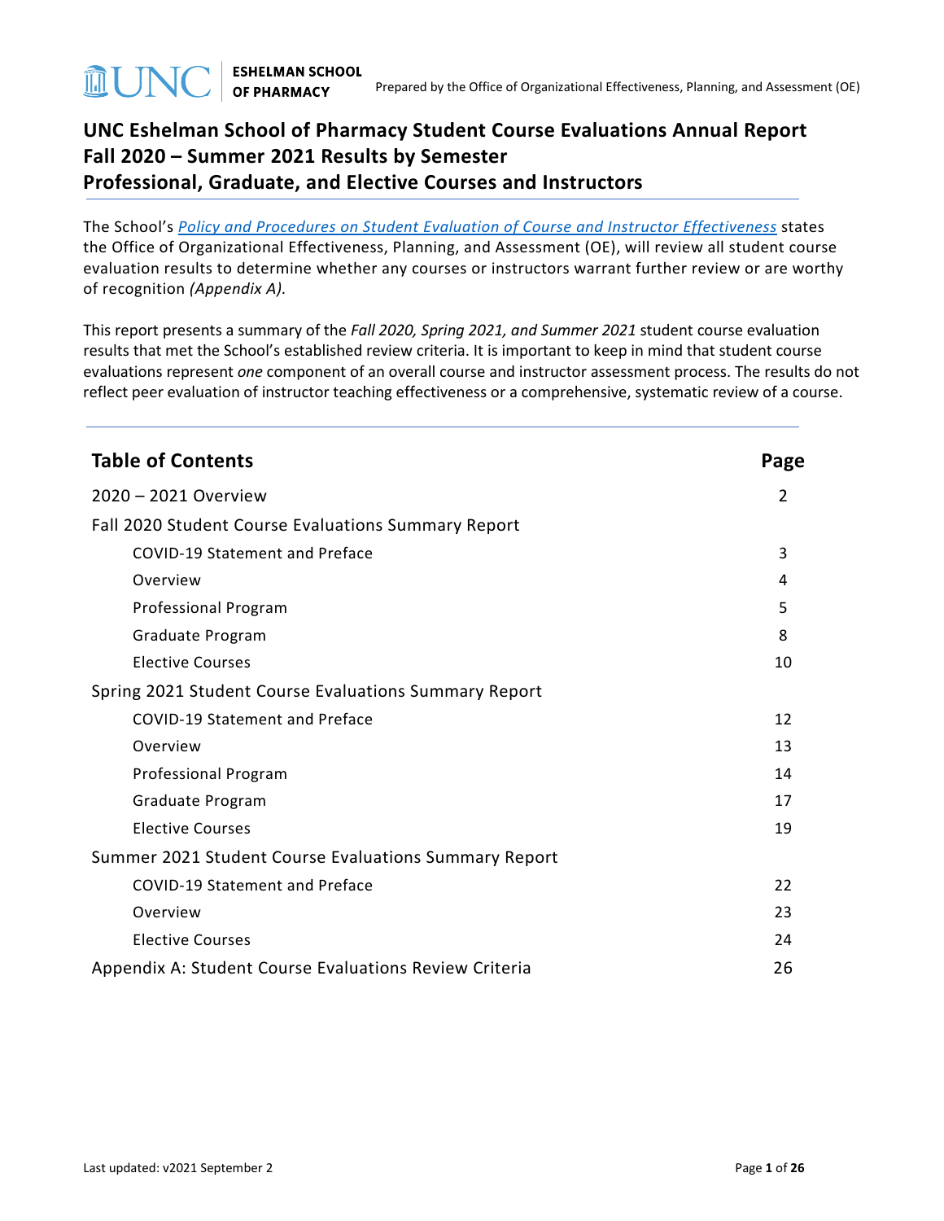# UNC Eshelman School of Pharmacy Student Course Evaluations Annual Report
# Fall 2020 – Summer 2021 Results by Semester
# Professional, Graduate, and Elective Courses and Instructors

The School's *Policy and Procedures on Student Evaluation of Course and Instructor Effectiveness* states the Office of Organizational Effectiveness, Planning, and Assessment (OE), will review all student course evaluation results to determine whether any courses or instructors warrant further review or are worthy of recognition *(Appendix A).*

This report presents a summary of the *Fall 2020, Spring 2021, and Summer 2021* student course evaluation results that met the School's established review criteria. It is important to keep in mind that student course evaluations represent *one* component of an overall course and instructor assessment process. The results do not reflect peer evaluation of instructor teaching effectiveness or a comprehensive, systematic review of a course.

## Table of Contents

| Table of Contents | Page |
|---|---|
| 2020 – 2021 Overview | 2 |
| Fall 2020 Student Course Evaluations Summary Report | |
| COVID-19 Statement and Preface | 3 |
| Overview | 4 |
| Professional Program | 5 |
| Graduate Program | 8 |
| Elective Courses | 10 |
| Spring 2021 Student Course Evaluations Summary Report | |
| COVID-19 Statement and Preface | 12 |
| Overview | 13 |
| Professional Program | 14 |
| Graduate Program | 17 |
| Elective Courses | 19 |
| Summer 2021 Student Course Evaluations Summary Report | |
| COVID-19 Statement and Preface | 22 |
| Overview | 23 |
| Elective Courses | 24 |
| Appendix A: Student Course Evaluations Review Criteria | 26 |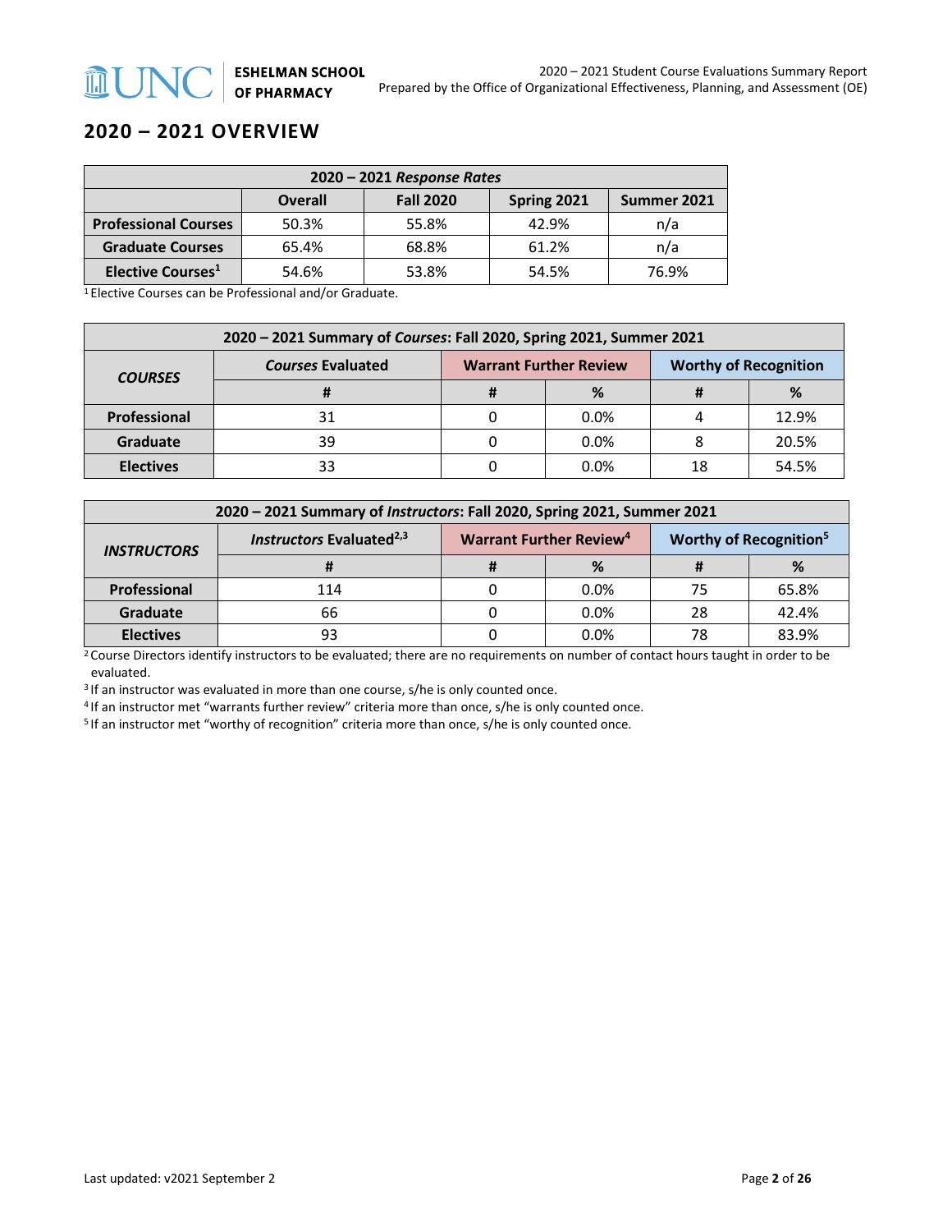## 2020 – 2021 OVERVIEW

| 2020 – 2021 *Response Rates* | | | | |
|---|---|---|---|---|
| | **Overall** | **Fall 2020** | **Spring 2021** | **Summer 2021** |
| **Professional Courses** | 50.3% | 55.8% | 42.9% | n/a |
| **Graduate Courses** | 65.4% | 68.8% | 61.2% | n/a |
| **Elective Courses**[1] | 54.6% | 53.8% | 54.5% | 76.9% |

[1] Elective Courses can be Professional and/or Graduate.

| 2020 – 2021 Summary of *Courses*: Fall 2020, Spring 2021, Summer 2021 | | | | | |
|---|---|---|---|---|---|
| ***COURSES*** | ***Courses* Evaluated** | **Warrant Further Review** | | **Worthy of Recognition** | |
| | **#** | **#** | **%** | **#** | **%** |
| **Professional** | 31 | 0 | 0.0% | 4 | 12.9% |
| **Graduate** | 39 | 0 | 0.0% | 8 | 20.5% |
| **Electives** | 33 | 0 | 0.0% | 18 | 54.5% |

| 2020 – 2021 Summary of *Instructors*: Fall 2020, Spring 2021, Summer 2021 | | | | | |
|---|---|---|---|---|---|
| ***INSTRUCTORS*** | ***Instructors* Evaluated**[2,3] | **Warrant Further Review**[4] | | **Worthy of Recognition**[5] | |
| | **#** | **#** | **%** | **#** | **%** |
| **Professional** | 114 | 0 | 0.0% | 75 | 65.8% |
| **Graduate** | 66 | 0 | 0.0% | 28 | 42.4% |
| **Electives** | 93 | 0 | 0.0% | 78 | 83.9% |

[2] Course Directors identify instructors to be evaluated; there are no requirements on number of contact hours taught in order to be evaluated.

[3] If an instructor was evaluated in more than one course, s/he is only counted once.

[4] If an instructor met "warrants further review" criteria more than once, s/he is only counted once.

[5] If an instructor met "worthy of recognition" criteria more than once, s/he is only counted once.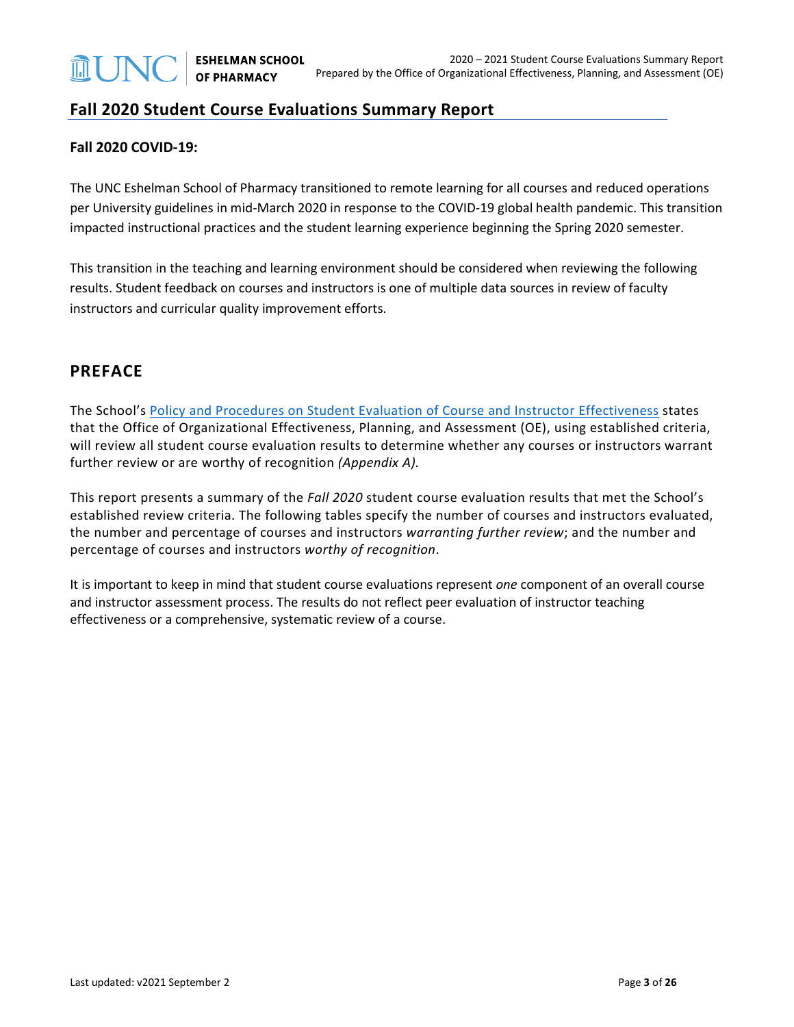## Fall 2020 Student Course Evaluations Summary Report

**Fall 2020 COVID-19:**

The UNC Eshelman School of Pharmacy transitioned to remote learning for all courses and reduced operations per University guidelines in mid-March 2020 in response to the COVID-19 global health pandemic. This transition impacted instructional practices and the student learning experience beginning the Spring 2020 semester.

This transition in the teaching and learning environment should be considered when reviewing the following results. Student feedback on courses and instructors is one of multiple data sources in review of faculty instructors and curricular quality improvement efforts.

## PREFACE

The School's Policy and Procedures on Student Evaluation of Course and Instructor Effectiveness states that the Office of Organizational Effectiveness, Planning, and Assessment (OE), using established criteria, will review all student course evaluation results to determine whether any courses or instructors warrant further review or are worthy of recognition *(Appendix A).*

This report presents a summary of the *Fall 2020* student course evaluation results that met the School's established review criteria. The following tables specify the number of courses and instructors evaluated, the number and percentage of courses and instructors *warranting further review*; and the number and percentage of courses and instructors *worthy of recognition*.

It is important to keep in mind that student course evaluations represent *one* component of an overall course and instructor assessment process. The results do not reflect peer evaluation of instructor teaching effectiveness or a comprehensive, systematic review of a course.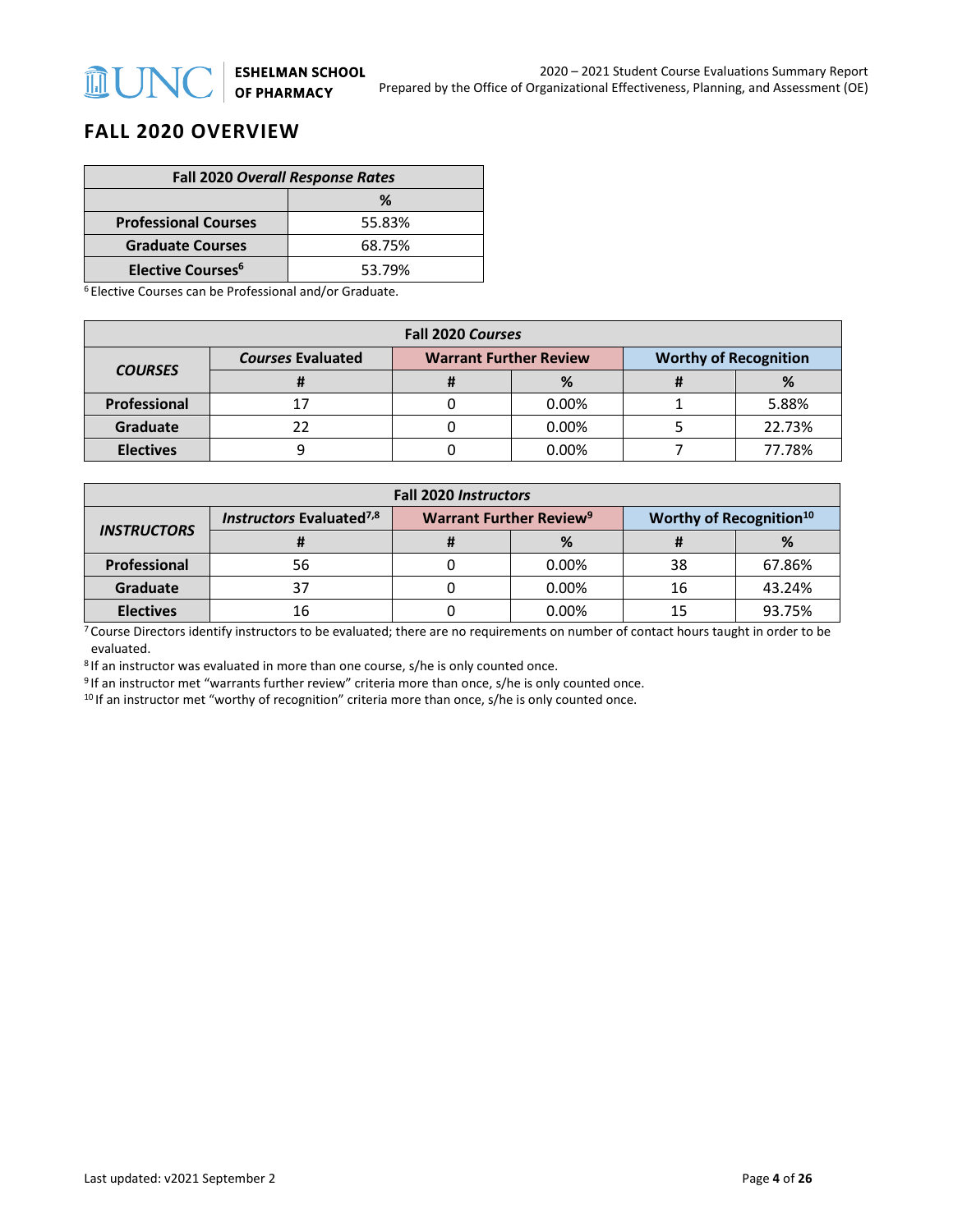## FALL 2020 OVERVIEW

| Fall 2020 *Overall Response Rates* | |
|---|---|
| | % |
| **Professional Courses** | 55.83% |
| **Graduate Courses** | 68.75% |
| **Elective Courses**[6] | 53.79% |

[6] Elective Courses can be Professional and/or Graduate.

| Fall 2020 *Courses* | | | | | |
|---|---|---|---|---|---|
| ***COURSES*** | ***Courses* Evaluated** | **Warrant Further Review** | | **Worthy of Recognition** | |
| | # | # | % | # | % |
| **Professional** | 17 | 0 | 0.00% | 1 | 5.88% |
| **Graduate** | 22 | 0 | 0.00% | 5 | 22.73% |
| **Electives** | 9 | 0 | 0.00% | 7 | 77.78% |

| Fall 2020 *Instructors* | | | | | |
|---|---|---|---|---|---|
| ***INSTRUCTORS*** | ***Instructors* Evaluated**[7,8] | **Warrant Further Review**[9] | | **Worthy of Recognition**[10] | |
| | # | # | % | # | % |
| **Professional** | 56 | 0 | 0.00% | 38 | 67.86% |
| **Graduate** | 37 | 0 | 0.00% | 16 | 43.24% |
| **Electives** | 16 | 0 | 0.00% | 15 | 93.75% |

[7] Course Directors identify instructors to be evaluated; there are no requirements on number of contact hours taught in order to be evaluated.

[8] If an instructor was evaluated in more than one course, s/he is only counted once.

[9] If an instructor met "warrants further review" criteria more than once, s/he is only counted once.

[10] If an instructor met "worthy of recognition" criteria more than once, s/he is only counted once.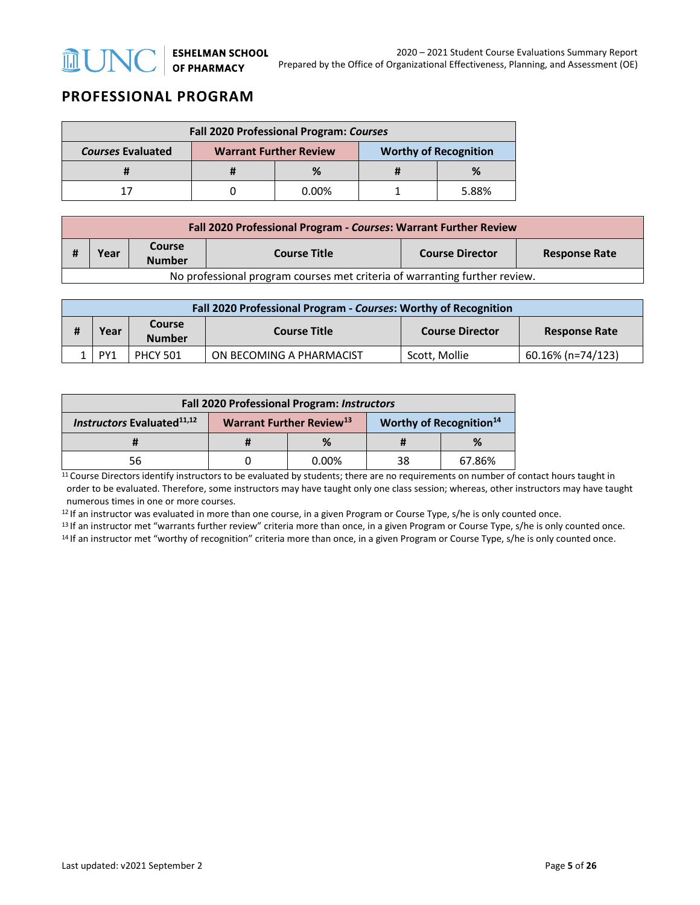## PROFESSIONAL PROGRAM

| Fall 2020 Professional Program: *Courses* | | | | |
|---|---|---|---|---|
| *Courses* Evaluated | Warrant Further Review | | Worthy of Recognition | |
| # | # | % | # | % |
| 17 | 0 | 0.00% | 1 | 5.88% |

| Fall 2020 Professional Program - *Courses*: Warrant Further Review | | | | | |
|---|---|---|---|---|---|
| # | Year | Course Number | Course Title | Course Director | Response Rate |
| No professional program courses met criteria of warranting further review. | | | | | |

| Fall 2020 Professional Program - *Courses*: Worthy of Recognition | | | | | |
|---|---|---|---|---|---|
| # | Year | Course Number | Course Title | Course Director | Response Rate |
| 1 | PY1 | PHCY 501 | ON BECOMING A PHARMACIST | Scott, Mollie | 60.16% (n=74/123) |

| Fall 2020 Professional Program: *Instructors* | | | | |
|---|---|---|---|---|
| *Instructors* Evaluated[11,12] | Warrant Further Review[13] | | Worthy of Recognition[14] | |
| # | # | % | # | % |
| 56 | 0 | 0.00% | 38 | 67.86% |

[11] Course Directors identify instructors to be evaluated by students; there are no requirements on number of contact hours taught in order to be evaluated. Therefore, some instructors may have taught only one class session; whereas, other instructors may have taught numerous times in one or more courses.

[12] If an instructor was evaluated in more than one course, in a given Program or Course Type, s/he is only counted once.

[13] If an instructor met "warrants further review" criteria more than once, in a given Program or Course Type, s/he is only counted once.

[14] If an instructor met "worthy of recognition" criteria more than once, in a given Program or Course Type, s/he is only counted once.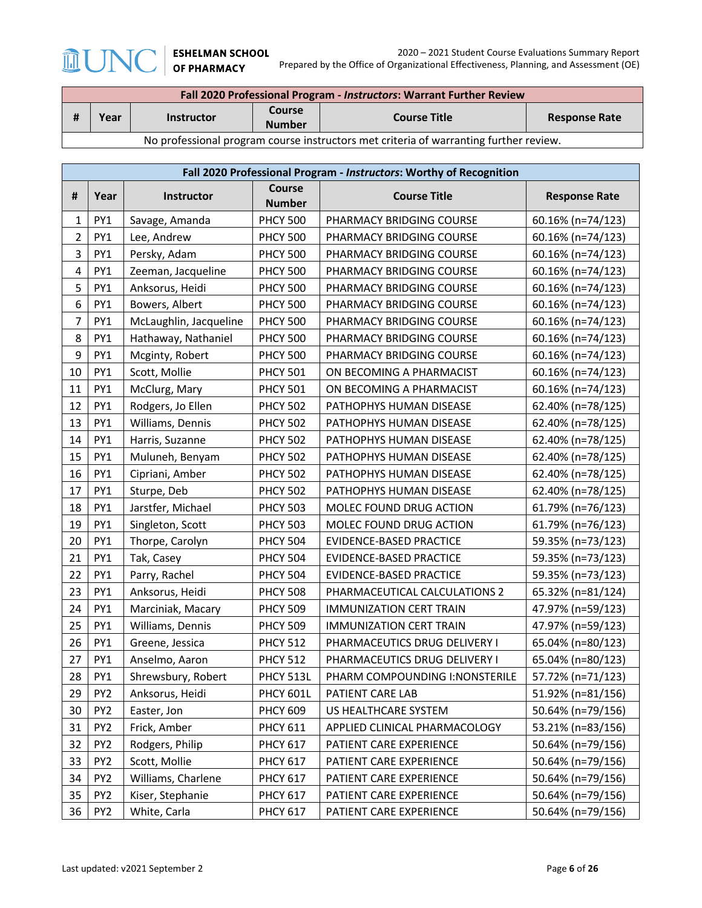| Fall 2020 Professional Program - *Instructors*: Warrant Further Review | | | | | |
|---|---|---|---|---|---|
| **#** | **Year** | **Instructor** | **Course Number** | **Course Title** | **Response Rate** |
| No professional program course instructors met criteria of warranting further review. | | | | | |

| Fall 2020 Professional Program - *Instructors*: Worthy of Recognition | | | | | |
|---|---|---|---|---|---|
| **#** | **Year** | **Instructor** | **Course Number** | **Course Title** | **Response Rate** |
| 1 | PY1 | Savage, Amanda | PHCY 500 | PHARMACY BRIDGING COURSE | 60.16% (n=74/123) |
| 2 | PY1 | Lee, Andrew | PHCY 500 | PHARMACY BRIDGING COURSE | 60.16% (n=74/123) |
| 3 | PY1 | Persky, Adam | PHCY 500 | PHARMACY BRIDGING COURSE | 60.16% (n=74/123) |
| 4 | PY1 | Zeeman, Jacqueline | PHCY 500 | PHARMACY BRIDGING COURSE | 60.16% (n=74/123) |
| 5 | PY1 | Anksorus, Heidi | PHCY 500 | PHARMACY BRIDGING COURSE | 60.16% (n=74/123) |
| 6 | PY1 | Bowers, Albert | PHCY 500 | PHARMACY BRIDGING COURSE | 60.16% (n=74/123) |
| 7 | PY1 | McLaughlin, Jacqueline | PHCY 500 | PHARMACY BRIDGING COURSE | 60.16% (n=74/123) |
| 8 | PY1 | Hathaway, Nathaniel | PHCY 500 | PHARMACY BRIDGING COURSE | 60.16% (n=74/123) |
| 9 | PY1 | Mcginty, Robert | PHCY 500 | PHARMACY BRIDGING COURSE | 60.16% (n=74/123) |
| 10 | PY1 | Scott, Mollie | PHCY 501 | ON BECOMING A PHARMACIST | 60.16% (n=74/123) |
| 11 | PY1 | McClurg, Mary | PHCY 501 | ON BECOMING A PHARMACIST | 60.16% (n=74/123) |
| 12 | PY1 | Rodgers, Jo Ellen | PHCY 502 | PATHOPHYS HUMAN DISEASE | 62.40% (n=78/125) |
| 13 | PY1 | Williams, Dennis | PHCY 502 | PATHOPHYS HUMAN DISEASE | 62.40% (n=78/125) |
| 14 | PY1 | Harris, Suzanne | PHCY 502 | PATHOPHYS HUMAN DISEASE | 62.40% (n=78/125) |
| 15 | PY1 | Muluneh, Benyam | PHCY 502 | PATHOPHYS HUMAN DISEASE | 62.40% (n=78/125) |
| 16 | PY1 | Cipriani, Amber | PHCY 502 | PATHOPHYS HUMAN DISEASE | 62.40% (n=78/125) |
| 17 | PY1 | Sturpe, Deb | PHCY 502 | PATHOPHYS HUMAN DISEASE | 62.40% (n=78/125) |
| 18 | PY1 | Jarstfer, Michael | PHCY 503 | MOLEC FOUND DRUG ACTION | 61.79% (n=76/123) |
| 19 | PY1 | Singleton, Scott | PHCY 503 | MOLEC FOUND DRUG ACTION | 61.79% (n=76/123) |
| 20 | PY1 | Thorpe, Carolyn | PHCY 504 | EVIDENCE-BASED PRACTICE | 59.35% (n=73/123) |
| 21 | PY1 | Tak, Casey | PHCY 504 | EVIDENCE-BASED PRACTICE | 59.35% (n=73/123) |
| 22 | PY1 | Parry, Rachel | PHCY 504 | EVIDENCE-BASED PRACTICE | 59.35% (n=73/123) |
| 23 | PY1 | Anksorus, Heidi | PHCY 508 | PHARMACEUTICAL CALCULATIONS 2 | 65.32% (n=81/124) |
| 24 | PY1 | Marciniak, Macary | PHCY 509 | IMMUNIZATION CERT TRAIN | 47.97% (n=59/123) |
| 25 | PY1 | Williams, Dennis | PHCY 509 | IMMUNIZATION CERT TRAIN | 47.97% (n=59/123) |
| 26 | PY1 | Greene, Jessica | PHCY 512 | PHARMACEUTICS DRUG DELIVERY I | 65.04% (n=80/123) |
| 27 | PY1 | Anselmo, Aaron | PHCY 512 | PHARMACEUTICS DRUG DELIVERY I | 65.04% (n=80/123) |
| 28 | PY1 | Shrewsbury, Robert | PHCY 513L | PHARM COMPOUNDING I:NONSTERILE | 57.72% (n=71/123) |
| 29 | PY2 | Anksorus, Heidi | PHCY 601L | PATIENT CARE LAB | 51.92% (n=81/156) |
| 30 | PY2 | Easter, Jon | PHCY 609 | US HEALTHCARE SYSTEM | 50.64% (n=79/156) |
| 31 | PY2 | Frick, Amber | PHCY 611 | APPLIED CLINICAL PHARMACOLOGY | 53.21% (n=83/156) |
| 32 | PY2 | Rodgers, Philip | PHCY 617 | PATIENT CARE EXPERIENCE | 50.64% (n=79/156) |
| 33 | PY2 | Scott, Mollie | PHCY 617 | PATIENT CARE EXPERIENCE | 50.64% (n=79/156) |
| 34 | PY2 | Williams, Charlene | PHCY 617 | PATIENT CARE EXPERIENCE | 50.64% (n=79/156) |
| 35 | PY2 | Kiser, Stephanie | PHCY 617 | PATIENT CARE EXPERIENCE | 50.64% (n=79/156) |
| 36 | PY2 | White, Carla | PHCY 617 | PATIENT CARE EXPERIENCE | 50.64% (n=79/156) |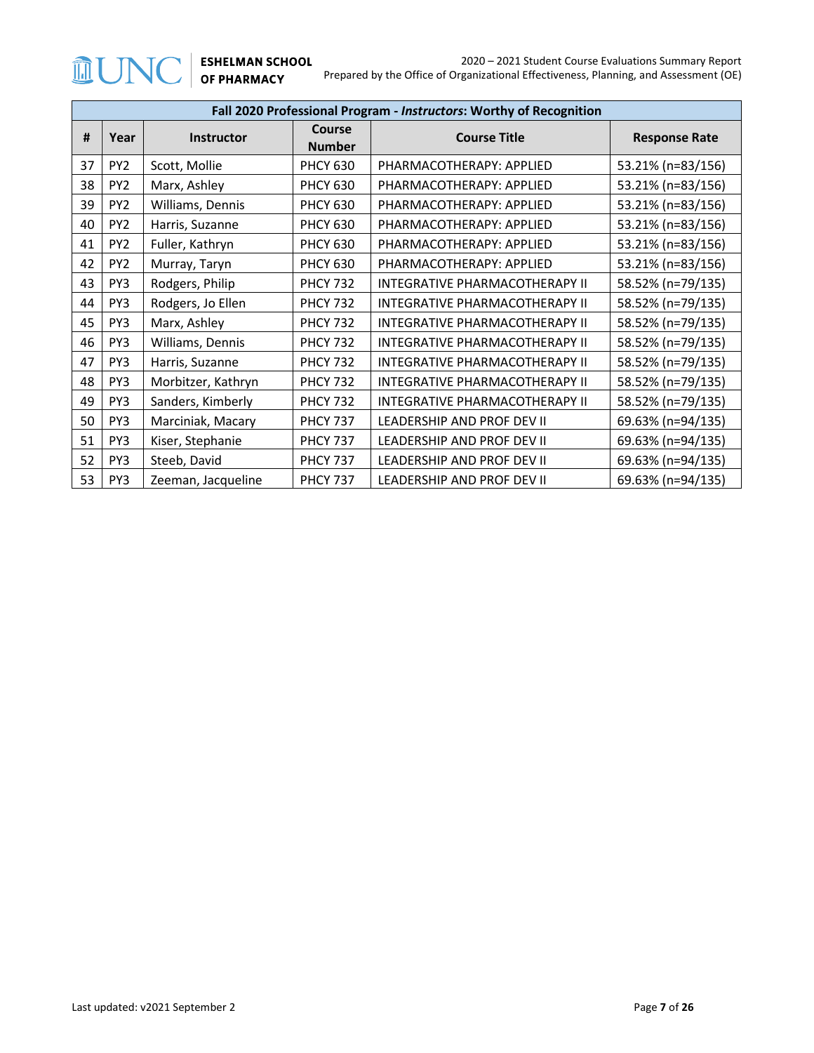| Fall 2020 Professional Program - *Instructors*: Worthy of Recognition | | | | | |
|---|---|---|---|---|---|
| **#** | **Year** | **Instructor** | **Course Number** | **Course Title** | **Response Rate** |
| 37 | PY2 | Scott, Mollie | PHCY 630 | PHARMACOTHERAPY: APPLIED | 53.21% (n=83/156) |
| 38 | PY2 | Marx, Ashley | PHCY 630 | PHARMACOTHERAPY: APPLIED | 53.21% (n=83/156) |
| 39 | PY2 | Williams, Dennis | PHCY 630 | PHARMACOTHERAPY: APPLIED | 53.21% (n=83/156) |
| 40 | PY2 | Harris, Suzanne | PHCY 630 | PHARMACOTHERAPY: APPLIED | 53.21% (n=83/156) |
| 41 | PY2 | Fuller, Kathryn | PHCY 630 | PHARMACOTHERAPY: APPLIED | 53.21% (n=83/156) |
| 42 | PY2 | Murray, Taryn | PHCY 630 | PHARMACOTHERAPY: APPLIED | 53.21% (n=83/156) |
| 43 | PY3 | Rodgers, Philip | PHCY 732 | INTEGRATIVE PHARMACOTHERAPY II | 58.52% (n=79/135) |
| 44 | PY3 | Rodgers, Jo Ellen | PHCY 732 | INTEGRATIVE PHARMACOTHERAPY II | 58.52% (n=79/135) |
| 45 | PY3 | Marx, Ashley | PHCY 732 | INTEGRATIVE PHARMACOTHERAPY II | 58.52% (n=79/135) |
| 46 | PY3 | Williams, Dennis | PHCY 732 | INTEGRATIVE PHARMACOTHERAPY II | 58.52% (n=79/135) |
| 47 | PY3 | Harris, Suzanne | PHCY 732 | INTEGRATIVE PHARMACOTHERAPY II | 58.52% (n=79/135) |
| 48 | PY3 | Morbitzer, Kathryn | PHCY 732 | INTEGRATIVE PHARMACOTHERAPY II | 58.52% (n=79/135) |
| 49 | PY3 | Sanders, Kimberly | PHCY 732 | INTEGRATIVE PHARMACOTHERAPY II | 58.52% (n=79/135) |
| 50 | PY3 | Marciniak, Macary | PHCY 737 | LEADERSHIP AND PROF DEV II | 69.63% (n=94/135) |
| 51 | PY3 | Kiser, Stephanie | PHCY 737 | LEADERSHIP AND PROF DEV II | 69.63% (n=94/135) |
| 52 | PY3 | Steeb, David | PHCY 737 | LEADERSHIP AND PROF DEV II | 69.63% (n=94/135) |
| 53 | PY3 | Zeeman, Jacqueline | PHCY 737 | LEADERSHIP AND PROF DEV II | 69.63% (n=94/135) |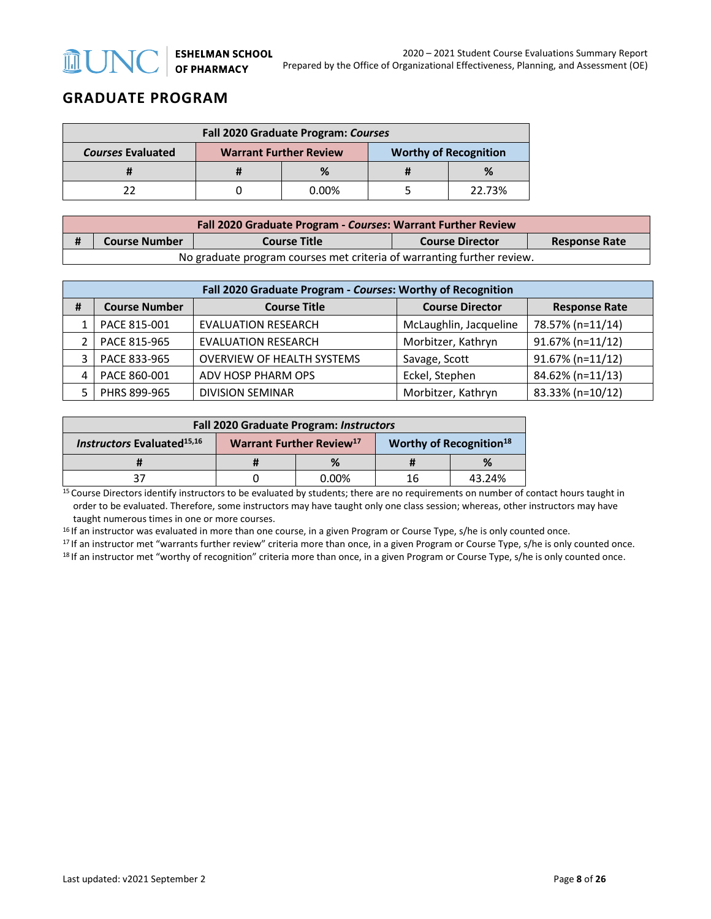## GRADUATE PROGRAM

| Fall 2020 Graduate Program: *Courses* | | | | |
|---|---|---|---|---|
| *Courses* Evaluated | Warrant Further Review | | Worthy of Recognition | |
| # | # | % | # | % |
| 22 | 0 | 0.00% | 5 | 22.73% |

| Fall 2020 Graduate Program - *Courses*: Warrant Further Review | | | | |
|---|---|---|---|---|
| # | Course Number | Course Title | Course Director | Response Rate |
| No graduate program courses met criteria of warranting further review. | | | | |

| Fall 2020 Graduate Program - *Courses*: Worthy of Recognition | | | | |
|---|---|---|---|---|
| # | Course Number | Course Title | Course Director | Response Rate |
| 1 | PACE 815-001 | EVALUATION RESEARCH | McLaughlin, Jacqueline | 78.57% (n=11/14) |
| 2 | PACE 815-965 | EVALUATION RESEARCH | Morbitzer, Kathryn | 91.67% (n=11/12) |
| 3 | PACE 833-965 | OVERVIEW OF HEALTH SYSTEMS | Savage, Scott | 91.67% (n=11/12) |
| 4 | PACE 860-001 | ADV HOSP PHARM OPS | Eckel, Stephen | 84.62% (n=11/13) |
| 5 | PHRS 899-965 | DIVISION SEMINAR | Morbitzer, Kathryn | 83.33% (n=10/12) |

| Fall 2020 Graduate Program: *Instructors* | | | | |
|---|---|---|---|---|
| *Instructors* Evaluated[15,16] | Warrant Further Review[17] | | Worthy of Recognition[18] | |
| # | # | % | # | % |
| 37 | 0 | 0.00% | 16 | 43.24% |

[15] Course Directors identify instructors to be evaluated by students; there are no requirements on number of contact hours taught in order to be evaluated. Therefore, some instructors may have taught only one class session; whereas, other instructors may have taught numerous times in one or more courses.

[16] If an instructor was evaluated in more than one course, in a given Program or Course Type, s/he is only counted once.

[17] If an instructor met "warrants further review" criteria more than once, in a given Program or Course Type, s/he is only counted once.

[18] If an instructor met "worthy of recognition" criteria more than once, in a given Program or Course Type, s/he is only counted once.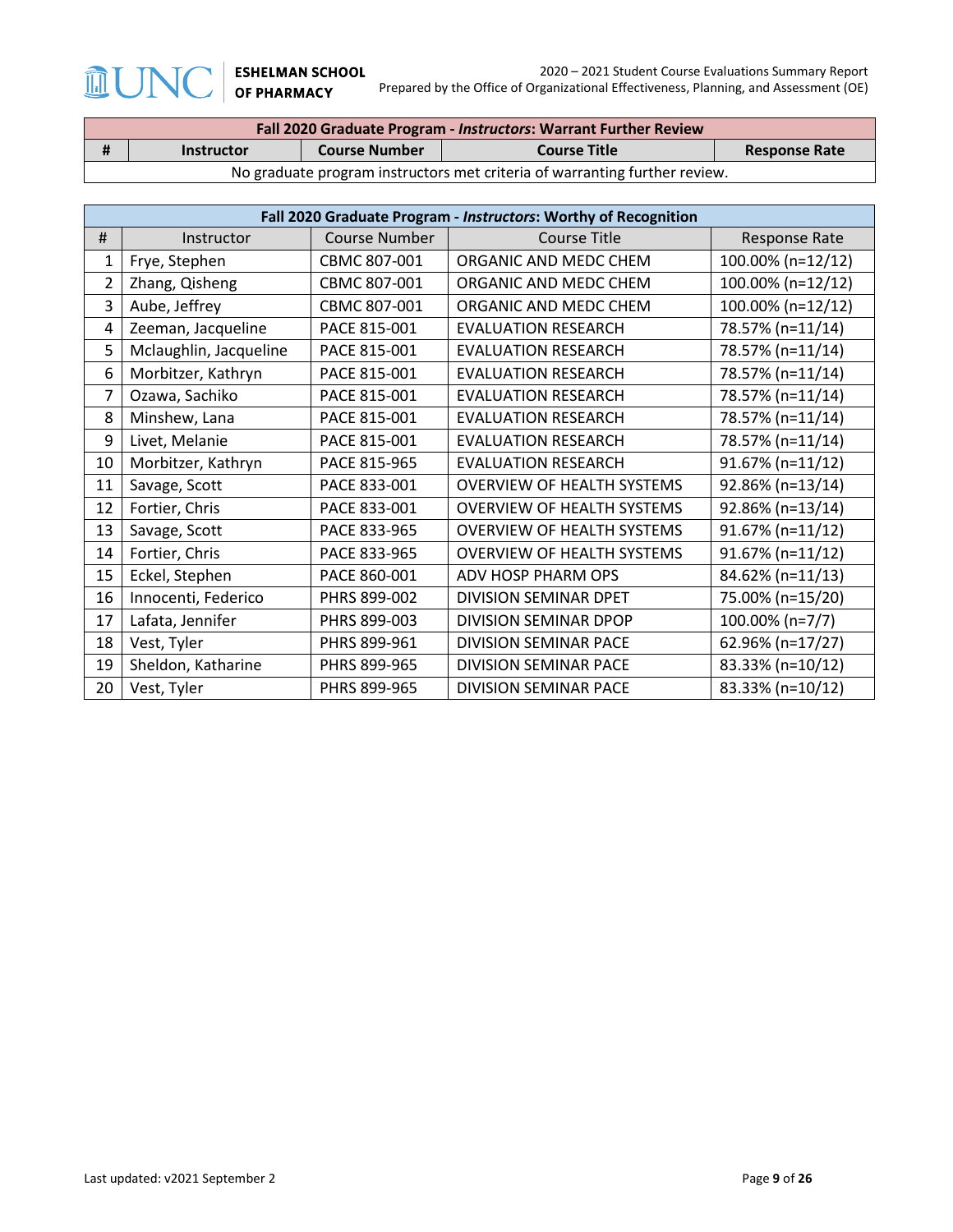| Fall 2020 Graduate Program - *Instructors*: Warrant Further Review | | | | |
|---|---|---|---|---|
| **#** | **Instructor** | **Course Number** | **Course Title** | **Response Rate** |
| No graduate program instructors met criteria of warranting further review. | | | | |

| Fall 2020 Graduate Program - *Instructors*: Worthy of Recognition | | | | |
|---|---|---|---|---|
| # | Instructor | Course Number | Course Title | Response Rate |
| 1 | Frye, Stephen | CBMC 807-001 | ORGANIC AND MEDC CHEM | 100.00% (n=12/12) |
| 2 | Zhang, Qisheng | CBMC 807-001 | ORGANIC AND MEDC CHEM | 100.00% (n=12/12) |
| 3 | Aube, Jeffrey | CBMC 807-001 | ORGANIC AND MEDC CHEM | 100.00% (n=12/12) |
| 4 | Zeeman, Jacqueline | PACE 815-001 | EVALUATION RESEARCH | 78.57% (n=11/14) |
| 5 | Mclaughlin, Jacqueline | PACE 815-001 | EVALUATION RESEARCH | 78.57% (n=11/14) |
| 6 | Morbitzer, Kathryn | PACE 815-001 | EVALUATION RESEARCH | 78.57% (n=11/14) |
| 7 | Ozawa, Sachiko | PACE 815-001 | EVALUATION RESEARCH | 78.57% (n=11/14) |
| 8 | Minshew, Lana | PACE 815-001 | EVALUATION RESEARCH | 78.57% (n=11/14) |
| 9 | Livet, Melanie | PACE 815-001 | EVALUATION RESEARCH | 78.57% (n=11/14) |
| 10 | Morbitzer, Kathryn | PACE 815-965 | EVALUATION RESEARCH | 91.67% (n=11/12) |
| 11 | Savage, Scott | PACE 833-001 | OVERVIEW OF HEALTH SYSTEMS | 92.86% (n=13/14) |
| 12 | Fortier, Chris | PACE 833-001 | OVERVIEW OF HEALTH SYSTEMS | 92.86% (n=13/14) |
| 13 | Savage, Scott | PACE 833-965 | OVERVIEW OF HEALTH SYSTEMS | 91.67% (n=11/12) |
| 14 | Fortier, Chris | PACE 833-965 | OVERVIEW OF HEALTH SYSTEMS | 91.67% (n=11/12) |
| 15 | Eckel, Stephen | PACE 860-001 | ADV HOSP PHARM OPS | 84.62% (n=11/13) |
| 16 | Innocenti, Federico | PHRS 899-002 | DIVISION SEMINAR DPET | 75.00% (n=15/20) |
| 17 | Lafata, Jennifer | PHRS 899-003 | DIVISION SEMINAR DPOP | 100.00% (n=7/7) |
| 18 | Vest, Tyler | PHRS 899-961 | DIVISION SEMINAR PACE | 62.96% (n=17/27) |
| 19 | Sheldon, Katharine | PHRS 899-965 | DIVISION SEMINAR PACE | 83.33% (n=10/12) |
| 20 | Vest, Tyler | PHRS 899-965 | DIVISION SEMINAR PACE | 83.33% (n=10/12) |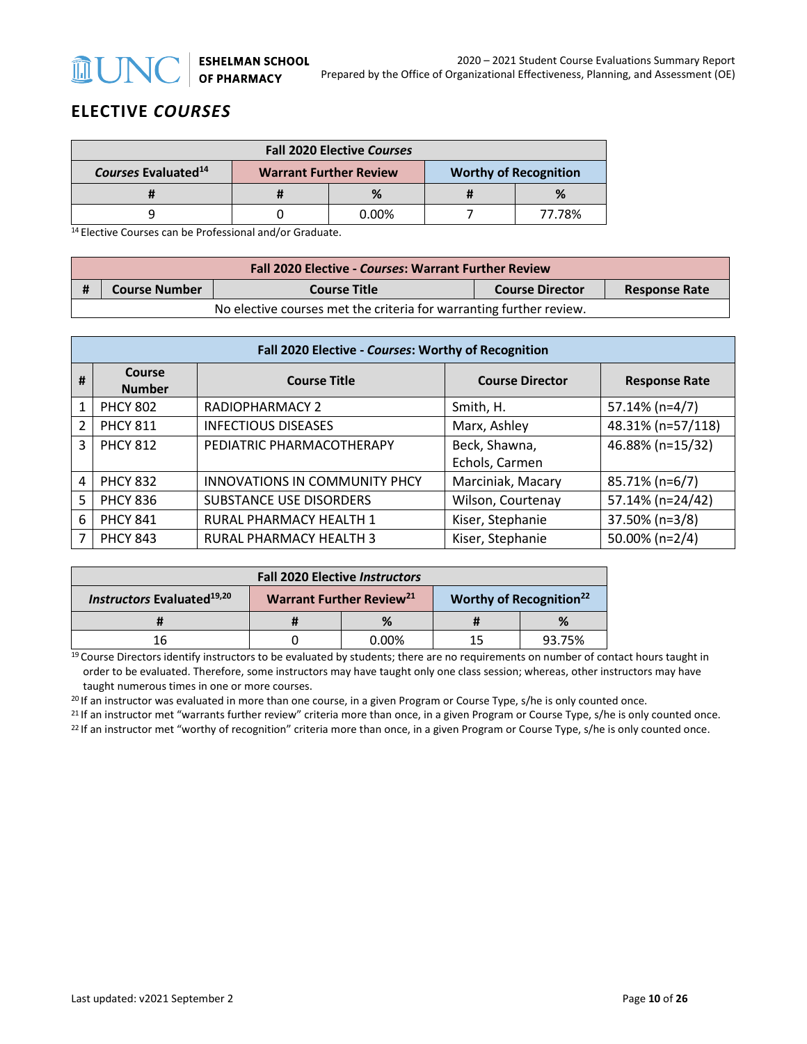## ELECTIVE *COURSES*

| Fall 2020 Elective *Courses* | | | | |
|---|---|---|---|---|
| *Courses* Evaluated[14] | Warrant Further Review | | Worthy of Recognition | |
| # | # | % | # | % |
| 9 | 0 | 0.00% | 7 | 77.78% |

[14] Elective Courses can be Professional and/or Graduate.

| Fall 2020 Elective - *Courses*: Warrant Further Review | | | | |
|---|---|---|---|---|
| # | Course Number | Course Title | Course Director | Response Rate |
| No elective courses met the criteria for warranting further review. | | | | |

| Fall 2020 Elective - *Courses*: Worthy of Recognition | | | | |
|---|---|---|---|---|
| # | Course Number | Course Title | Course Director | Response Rate |
| 1 | PHCY 802 | RADIOPHARMACY 2 | Smith, H. | 57.14% (n=4/7) |
| 2 | PHCY 811 | INFECTIOUS DISEASES | Marx, Ashley | 48.31% (n=57/118) |
| 3 | PHCY 812 | PEDIATRIC PHARMACOTHERAPY | Beck, Shawna, Echols, Carmen | 46.88% (n=15/32) |
| 4 | PHCY 832 | INNOVATIONS IN COMMUNITY PHCY | Marciniak, Macary | 85.71% (n=6/7) |
| 5 | PHCY 836 | SUBSTANCE USE DISORDERS | Wilson, Courtenay | 57.14% (n=24/42) |
| 6 | PHCY 841 | RURAL PHARMACY HEALTH 1 | Kiser, Stephanie | 37.50% (n=3/8) |
| 7 | PHCY 843 | RURAL PHARMACY HEALTH 3 | Kiser, Stephanie | 50.00% (n=2/4) |

| Fall 2020 Elective *Instructors* | | | | |
|---|---|---|---|---|
| *Instructors* Evaluated[19,20] | Warrant Further Review[21] | | Worthy of Recognition[22] | |
| # | # | % | # | % |
| 16 | 0 | 0.00% | 15 | 93.75% |

[19] Course Directors identify instructors to be evaluated by students; there are no requirements on number of contact hours taught in order to be evaluated. Therefore, some instructors may have taught only one class session; whereas, other instructors may have taught numerous times in one or more courses.

[20] If an instructor was evaluated in more than one course, in a given Program or Course Type, s/he is only counted once.

[21] If an instructor met "warrants further review" criteria more than once, in a given Program or Course Type, s/he is only counted once.

[22] If an instructor met "worthy of recognition" criteria more than once, in a given Program or Course Type, s/he is only counted once.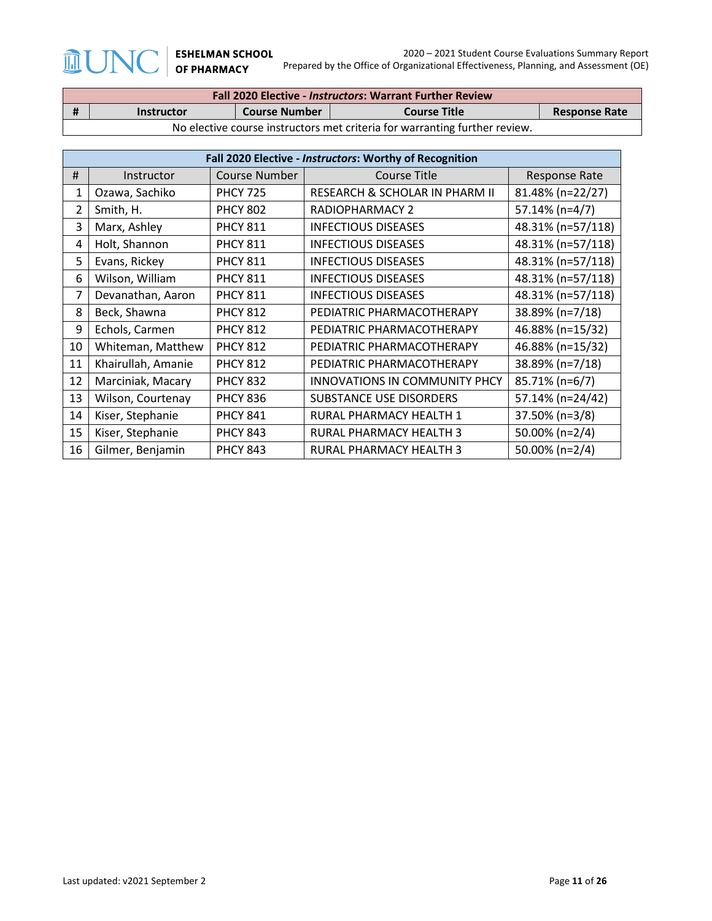| Fall 2020 Elective - *Instructors*: Warrant Further Review | | | | |
|---|---|---|---|---|
| **#** | **Instructor** | **Course Number** | **Course Title** | **Response Rate** |
| No elective course instructors met criteria for warranting further review. | | | | |

| Fall 2020 Elective - *Instructors*: Worthy of Recognition | | | | |
|---|---|---|---|---|
| # | Instructor | Course Number | Course Title | Response Rate |
| 1 | Ozawa, Sachiko | PHCY 725 | RESEARCH & SCHOLAR IN PHARM II | 81.48% (n=22/27) |
| 2 | Smith, H. | PHCY 802 | RADIOPHARMACY 2 | 57.14% (n=4/7) |
| 3 | Marx, Ashley | PHCY 811 | INFECTIOUS DISEASES | 48.31% (n=57/118) |
| 4 | Holt, Shannon | PHCY 811 | INFECTIOUS DISEASES | 48.31% (n=57/118) |
| 5 | Evans, Rickey | PHCY 811 | INFECTIOUS DISEASES | 48.31% (n=57/118) |
| 6 | Wilson, William | PHCY 811 | INFECTIOUS DISEASES | 48.31% (n=57/118) |
| 7 | Devanathan, Aaron | PHCY 811 | INFECTIOUS DISEASES | 48.31% (n=57/118) |
| 8 | Beck, Shawna | PHCY 812 | PEDIATRIC PHARMACOTHERAPY | 38.89% (n=7/18) |
| 9 | Echols, Carmen | PHCY 812 | PEDIATRIC PHARMACOTHERAPY | 46.88% (n=15/32) |
| 10 | Whiteman, Matthew | PHCY 812 | PEDIATRIC PHARMACOTHERAPY | 46.88% (n=15/32) |
| 11 | Khairullah, Amanie | PHCY 812 | PEDIATRIC PHARMACOTHERAPY | 38.89% (n=7/18) |
| 12 | Marciniak, Macary | PHCY 832 | INNOVATIONS IN COMMUNITY PHCY | 85.71% (n=6/7) |
| 13 | Wilson, Courtenay | PHCY 836 | SUBSTANCE USE DISORDERS | 57.14% (n=24/42) |
| 14 | Kiser, Stephanie | PHCY 841 | RURAL PHARMACY HEALTH 1 | 37.50% (n=3/8) |
| 15 | Kiser, Stephanie | PHCY 843 | RURAL PHARMACY HEALTH 3 | 50.00% (n=2/4) |
| 16 | Gilmer, Benjamin | PHCY 843 | RURAL PHARMACY HEALTH 3 | 50.00% (n=2/4) |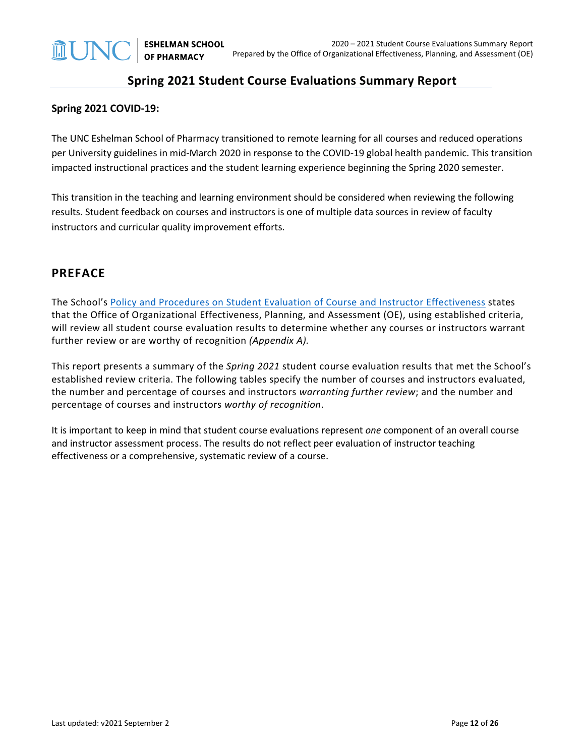## Spring 2021 Student Course Evaluations Summary Report

**Spring 2021 COVID-19:**

The UNC Eshelman School of Pharmacy transitioned to remote learning for all courses and reduced operations per University guidelines in mid-March 2020 in response to the COVID-19 global health pandemic. This transition impacted instructional practices and the student learning experience beginning the Spring 2020 semester.

This transition in the teaching and learning environment should be considered when reviewing the following results. Student feedback on courses and instructors is one of multiple data sources in review of faculty instructors and curricular quality improvement efforts.

## PREFACE

The School's Policy and Procedures on Student Evaluation of Course and Instructor Effectiveness states that the Office of Organizational Effectiveness, Planning, and Assessment (OE), using established criteria, will review all student course evaluation results to determine whether any courses or instructors warrant further review or are worthy of recognition *(Appendix A).*

This report presents a summary of the *Spring 2021* student course evaluation results that met the School's established review criteria. The following tables specify the number of courses and instructors evaluated, the number and percentage of courses and instructors *warranting further review*; and the number and percentage of courses and instructors *worthy of recognition*.

It is important to keep in mind that student course evaluations represent *one* component of an overall course and instructor assessment process. The results do not reflect peer evaluation of instructor teaching effectiveness or a comprehensive, systematic review of a course.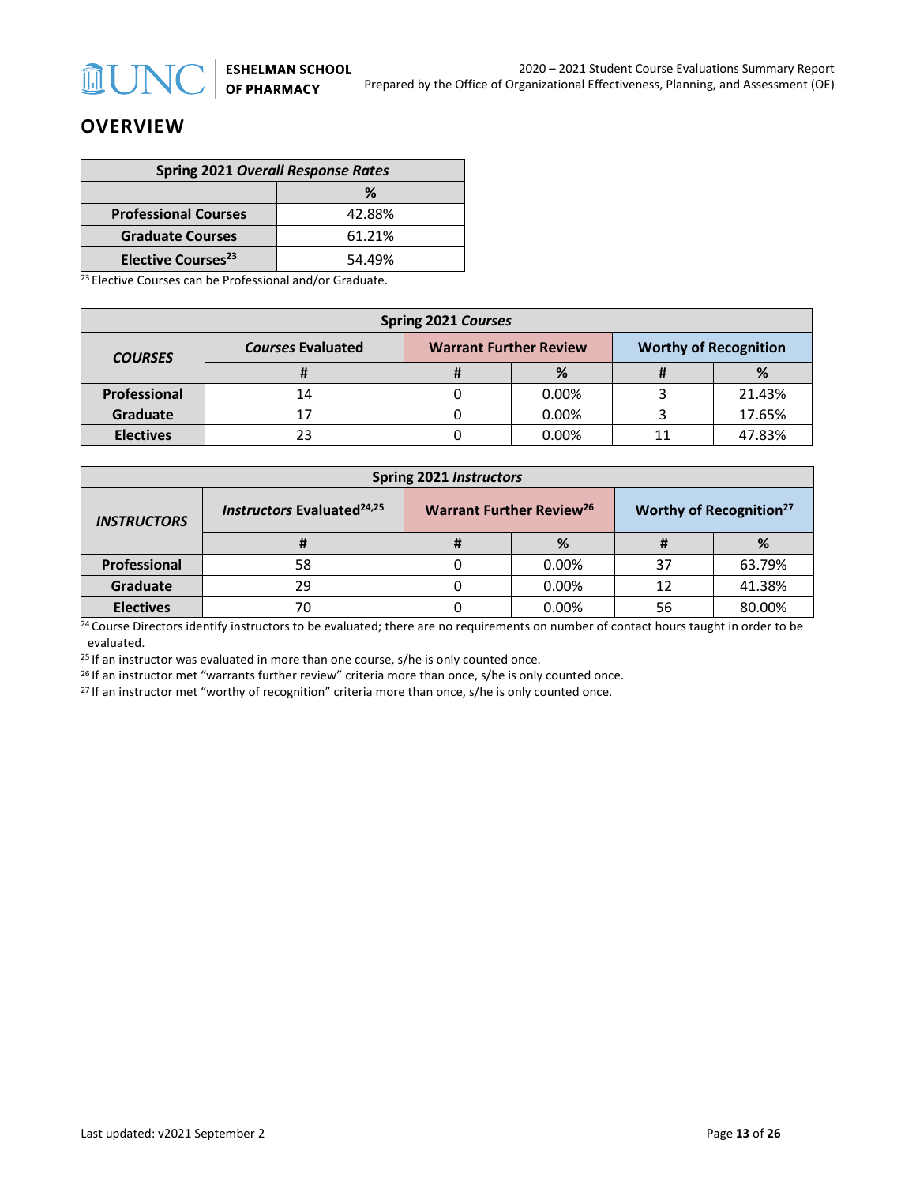## OVERVIEW

| Spring 2021 *Overall Response Rates* | |
|---|---|
| | % |
| **Professional Courses** | 42.88% |
| **Graduate Courses** | 61.21% |
| **Elective Courses**[23] | 54.49% |

[23] Elective Courses can be Professional and/or Graduate.

| Spring 2021 *Courses* | | | | | |
|---|---|---|---|---|---|
| ***COURSES*** | ***Courses* Evaluated** | **Warrant Further Review** | | **Worthy of Recognition** | |
| | # | # | % | # | % |
| **Professional** | 14 | 0 | 0.00% | 3 | 21.43% |
| **Graduate** | 17 | 0 | 0.00% | 3 | 17.65% |
| **Electives** | 23 | 0 | 0.00% | 11 | 47.83% |

| Spring 2021 *Instructors* | | | | | |
|---|---|---|---|---|---|
| ***INSTRUCTORS*** | ***Instructors* Evaluated**[24,25] | **Warrant Further Review**[26] | | **Worthy of Recognition**[27] | |
| | # | # | % | # | % |
| **Professional** | 58 | 0 | 0.00% | 37 | 63.79% |
| **Graduate** | 29 | 0 | 0.00% | 12 | 41.38% |
| **Electives** | 70 | 0 | 0.00% | 56 | 80.00% |

[24] Course Directors identify instructors to be evaluated; there are no requirements on number of contact hours taught in order to be evaluated.

[25] If an instructor was evaluated in more than one course, s/he is only counted once.

[26] If an instructor met "warrants further review" criteria more than once, s/he is only counted once.

[27] If an instructor met "worthy of recognition" criteria more than once, s/he is only counted once.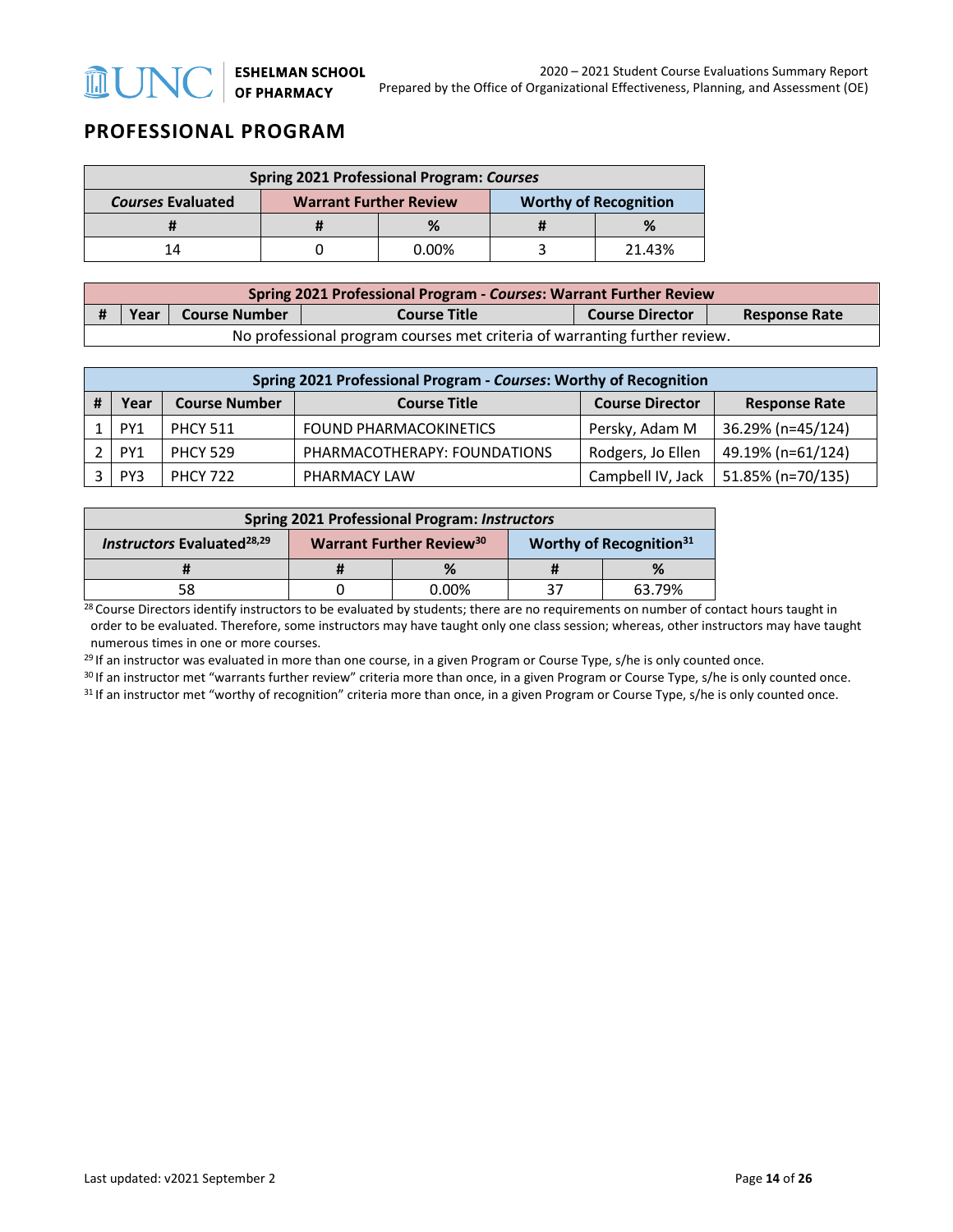## PROFESSIONAL PROGRAM

| Spring 2021 Professional Program: *Courses* | | | | |
|---|---|---|---|---|
| *Courses* Evaluated | Warrant Further Review | | Worthy of Recognition | |
| # | # | % | # | % |
| 14 | 0 | 0.00% | 3 | 21.43% |

| Spring 2021 Professional Program - *Courses*: Warrant Further Review | | | | | |
|---|---|---|---|---|---|
| # | Year | Course Number | Course Title | Course Director | Response Rate |
| No professional program courses met criteria of warranting further review. | | | | | |

| Spring 2021 Professional Program - *Courses*: Worthy of Recognition | | | | | |
|---|---|---|---|---|---|
| # | Year | Course Number | Course Title | Course Director | Response Rate |
| 1 | PY1 | PHCY 511 | FOUND PHARMACOKINETICS | Persky, Adam M | 36.29% (n=45/124) |
| 2 | PY1 | PHCY 529 | PHARMACOTHERAPY: FOUNDATIONS | Rodgers, Jo Ellen | 49.19% (n=61/124) |
| 3 | PY3 | PHCY 722 | PHARMACY LAW | Campbell IV, Jack | 51.85% (n=70/135) |

| Spring 2021 Professional Program: *Instructors* | | | | |
|---|---|---|---|---|
| *Instructors* Evaluated[28,29] | Warrant Further Review[30] | | Worthy of Recognition[31] | |
| # | # | % | # | % |
| 58 | 0 | 0.00% | 37 | 63.79% |

[28] Course Directors identify instructors to be evaluated by students; there are no requirements on number of contact hours taught in order to be evaluated. Therefore, some instructors may have taught only one class session; whereas, other instructors may have taught numerous times in one or more courses.

[29] If an instructor was evaluated in more than one course, in a given Program or Course Type, s/he is only counted once.

[30] If an instructor met "warrants further review" criteria more than once, in a given Program or Course Type, s/he is only counted once.

[31] If an instructor met "worthy of recognition" criteria more than once, in a given Program or Course Type, s/he is only counted once.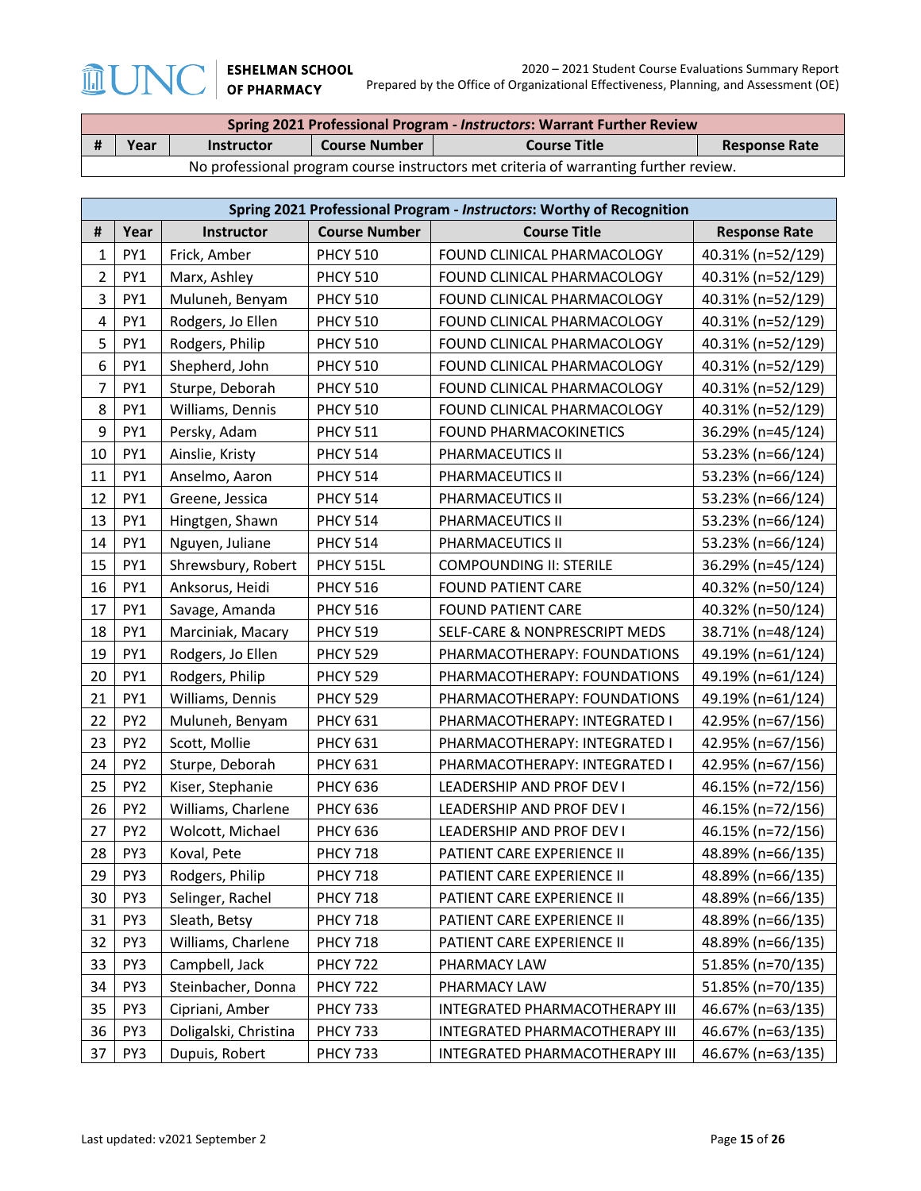| Spring 2021 Professional Program - *Instructors*: Warrant Further Review | | | | | |
|---|---|---|---|---|---|
| # | Year | Instructor | Course Number | Course Title | Response Rate |
| No professional program course instructors met criteria of warranting further review. | | | | | |

| Spring 2021 Professional Program - *Instructors*: Worthy of Recognition | | | | | |
|---|---|---|---|---|---|
| # | Year | Instructor | Course Number | Course Title | Response Rate |
| 1 | PY1 | Frick, Amber | PHCY 510 | FOUND CLINICAL PHARMACOLOGY | 40.31% (n=52/129) |
| 2 | PY1 | Marx, Ashley | PHCY 510 | FOUND CLINICAL PHARMACOLOGY | 40.31% (n=52/129) |
| 3 | PY1 | Muluneh, Benyam | PHCY 510 | FOUND CLINICAL PHARMACOLOGY | 40.31% (n=52/129) |
| 4 | PY1 | Rodgers, Jo Ellen | PHCY 510 | FOUND CLINICAL PHARMACOLOGY | 40.31% (n=52/129) |
| 5 | PY1 | Rodgers, Philip | PHCY 510 | FOUND CLINICAL PHARMACOLOGY | 40.31% (n=52/129) |
| 6 | PY1 | Shepherd, John | PHCY 510 | FOUND CLINICAL PHARMACOLOGY | 40.31% (n=52/129) |
| 7 | PY1 | Sturpe, Deborah | PHCY 510 | FOUND CLINICAL PHARMACOLOGY | 40.31% (n=52/129) |
| 8 | PY1 | Williams, Dennis | PHCY 510 | FOUND CLINICAL PHARMACOLOGY | 40.31% (n=52/129) |
| 9 | PY1 | Persky, Adam | PHCY 511 | FOUND PHARMACOKINETICS | 36.29% (n=45/124) |
| 10 | PY1 | Ainslie, Kristy | PHCY 514 | PHARMACEUTICS II | 53.23% (n=66/124) |
| 11 | PY1 | Anselmo, Aaron | PHCY 514 | PHARMACEUTICS II | 53.23% (n=66/124) |
| 12 | PY1 | Greene, Jessica | PHCY 514 | PHARMACEUTICS II | 53.23% (n=66/124) |
| 13 | PY1 | Hingtgen, Shawn | PHCY 514 | PHARMACEUTICS II | 53.23% (n=66/124) |
| 14 | PY1 | Nguyen, Juliane | PHCY 514 | PHARMACEUTICS II | 53.23% (n=66/124) |
| 15 | PY1 | Shrewsbury, Robert | PHCY 515L | COMPOUNDING II: STERILE | 36.29% (n=45/124) |
| 16 | PY1 | Anksorus, Heidi | PHCY 516 | FOUND PATIENT CARE | 40.32% (n=50/124) |
| 17 | PY1 | Savage, Amanda | PHCY 516 | FOUND PATIENT CARE | 40.32% (n=50/124) |
| 18 | PY1 | Marciniak, Macary | PHCY 519 | SELF-CARE & NONPRESCRIPT MEDS | 38.71% (n=48/124) |
| 19 | PY1 | Rodgers, Jo Ellen | PHCY 529 | PHARMACOTHERAPY: FOUNDATIONS | 49.19% (n=61/124) |
| 20 | PY1 | Rodgers, Philip | PHCY 529 | PHARMACOTHERAPY: FOUNDATIONS | 49.19% (n=61/124) |
| 21 | PY1 | Williams, Dennis | PHCY 529 | PHARMACOTHERAPY: FOUNDATIONS | 49.19% (n=61/124) |
| 22 | PY2 | Muluneh, Benyam | PHCY 631 | PHARMACOTHERAPY: INTEGRATED I | 42.95% (n=67/156) |
| 23 | PY2 | Scott, Mollie | PHCY 631 | PHARMACOTHERAPY: INTEGRATED I | 42.95% (n=67/156) |
| 24 | PY2 | Sturpe, Deborah | PHCY 631 | PHARMACOTHERAPY: INTEGRATED I | 42.95% (n=67/156) |
| 25 | PY2 | Kiser, Stephanie | PHCY 636 | LEADERSHIP AND PROF DEV I | 46.15% (n=72/156) |
| 26 | PY2 | Williams, Charlene | PHCY 636 | LEADERSHIP AND PROF DEV I | 46.15% (n=72/156) |
| 27 | PY2 | Wolcott, Michael | PHCY 636 | LEADERSHIP AND PROF DEV I | 46.15% (n=72/156) |
| 28 | PY3 | Koval, Pete | PHCY 718 | PATIENT CARE EXPERIENCE II | 48.89% (n=66/135) |
| 29 | PY3 | Rodgers, Philip | PHCY 718 | PATIENT CARE EXPERIENCE II | 48.89% (n=66/135) |
| 30 | PY3 | Selinger, Rachel | PHCY 718 | PATIENT CARE EXPERIENCE II | 48.89% (n=66/135) |
| 31 | PY3 | Sleath, Betsy | PHCY 718 | PATIENT CARE EXPERIENCE II | 48.89% (n=66/135) |
| 32 | PY3 | Williams, Charlene | PHCY 718 | PATIENT CARE EXPERIENCE II | 48.89% (n=66/135) |
| 33 | PY3 | Campbell, Jack | PHCY 722 | PHARMACY LAW | 51.85% (n=70/135) |
| 34 | PY3 | Steinbacher, Donna | PHCY 722 | PHARMACY LAW | 51.85% (n=70/135) |
| 35 | PY3 | Cipriani, Amber | PHCY 733 | INTEGRATED PHARMACOTHERAPY III | 46.67% (n=63/135) |
| 36 | PY3 | Doligalski, Christina | PHCY 733 | INTEGRATED PHARMACOTHERAPY III | 46.67% (n=63/135) |
| 37 | PY3 | Dupuis, Robert | PHCY 733 | INTEGRATED PHARMACOTHERAPY III | 46.67% (n=63/135) |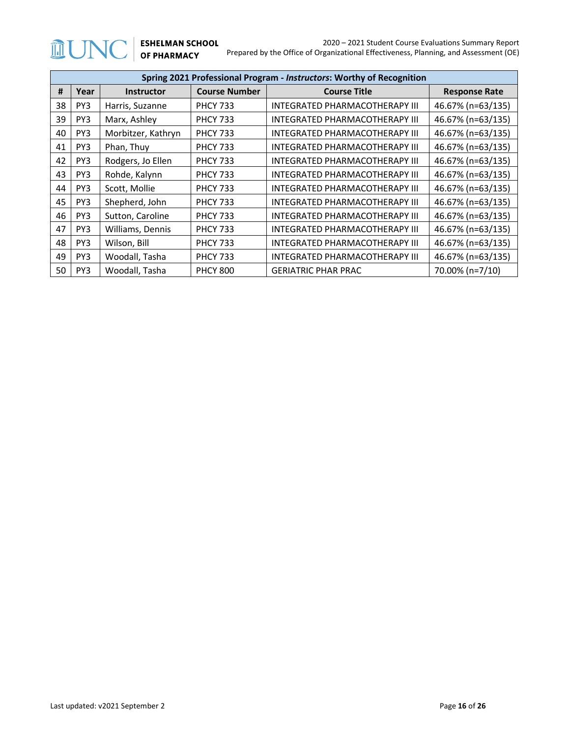| Spring 2021 Professional Program - *Instructors*: Worthy of Recognition | | | | | |
|---|---|---|---|---|---|
| # | Year | Instructor | Course Number | Course Title | Response Rate |
| 38 | PY3 | Harris, Suzanne | PHCY 733 | INTEGRATED PHARMACOTHERAPY III | 46.67% (n=63/135) |
| 39 | PY3 | Marx, Ashley | PHCY 733 | INTEGRATED PHARMACOTHERAPY III | 46.67% (n=63/135) |
| 40 | PY3 | Morbitzer, Kathryn | PHCY 733 | INTEGRATED PHARMACOTHERAPY III | 46.67% (n=63/135) |
| 41 | PY3 | Phan, Thuy | PHCY 733 | INTEGRATED PHARMACOTHERAPY III | 46.67% (n=63/135) |
| 42 | PY3 | Rodgers, Jo Ellen | PHCY 733 | INTEGRATED PHARMACOTHERAPY III | 46.67% (n=63/135) |
| 43 | PY3 | Rohde, Kalynn | PHCY 733 | INTEGRATED PHARMACOTHERAPY III | 46.67% (n=63/135) |
| 44 | PY3 | Scott, Mollie | PHCY 733 | INTEGRATED PHARMACOTHERAPY III | 46.67% (n=63/135) |
| 45 | PY3 | Shepherd, John | PHCY 733 | INTEGRATED PHARMACOTHERAPY III | 46.67% (n=63/135) |
| 46 | PY3 | Sutton, Caroline | PHCY 733 | INTEGRATED PHARMACOTHERAPY III | 46.67% (n=63/135) |
| 47 | PY3 | Williams, Dennis | PHCY 733 | INTEGRATED PHARMACOTHERAPY III | 46.67% (n=63/135) |
| 48 | PY3 | Wilson, Bill | PHCY 733 | INTEGRATED PHARMACOTHERAPY III | 46.67% (n=63/135) |
| 49 | PY3 | Woodall, Tasha | PHCY 733 | INTEGRATED PHARMACOTHERAPY III | 46.67% (n=63/135) |
| 50 | PY3 | Woodall, Tasha | PHCY 800 | GERIATRIC PHAR PRAC | 70.00% (n=7/10) |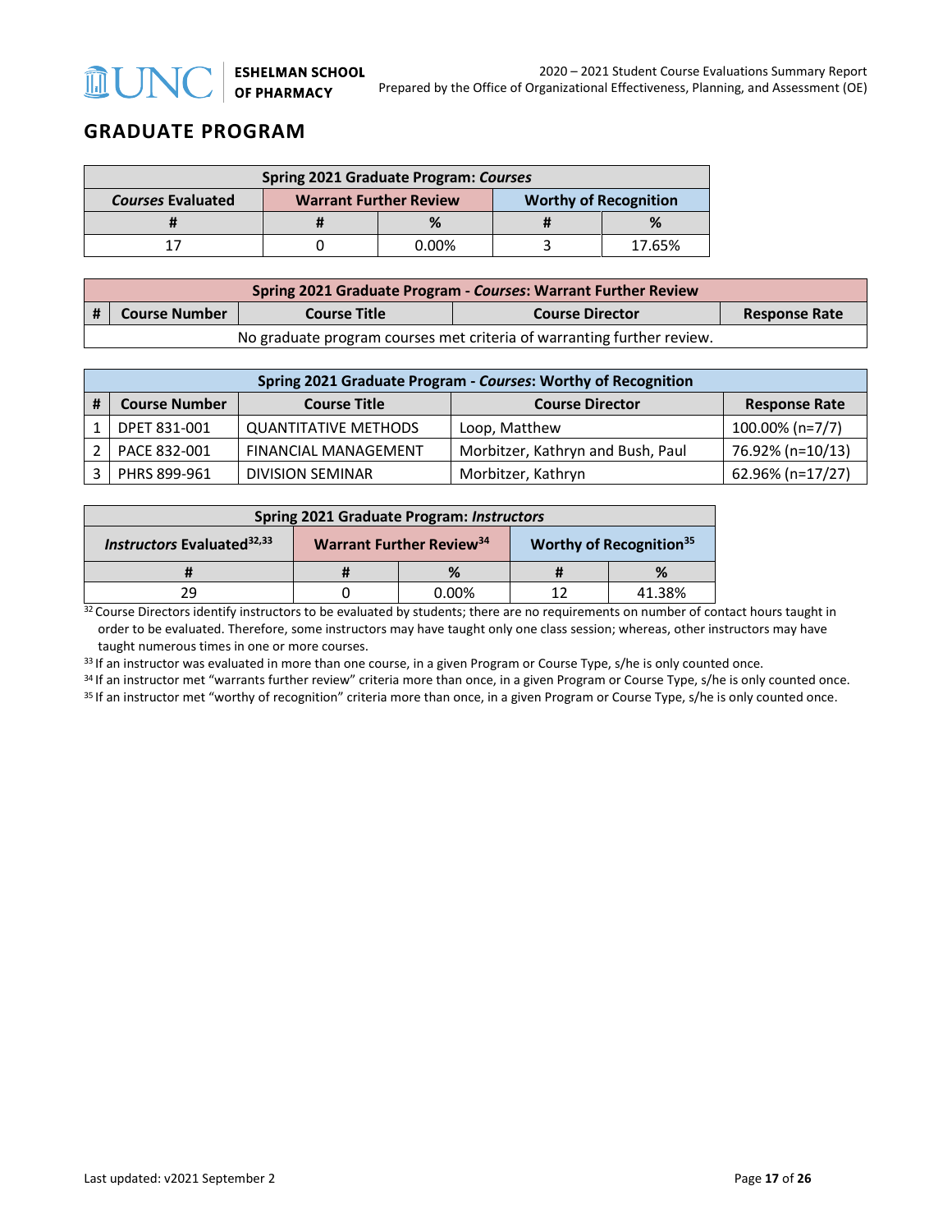## GRADUATE PROGRAM

| Spring 2021 Graduate Program: *Courses* | | | | |
|---|---|---|---|---|
| *Courses* Evaluated | Warrant Further Review | | Worthy of Recognition | |
| # | # | % | # | % |
| 17 | 0 | 0.00% | 3 | 17.65% |

| Spring 2021 Graduate Program - *Courses*: Warrant Further Review | | | | |
|---|---|---|---|---|
| # | Course Number | Course Title | Course Director | Response Rate |
| No graduate program courses met criteria of warranting further review. | | | | |

| Spring 2021 Graduate Program - *Courses*: Worthy of Recognition | | | | |
|---|---|---|---|---|
| # | Course Number | Course Title | Course Director | Response Rate |
| 1 | DPET 831-001 | QUANTITATIVE METHODS | Loop, Matthew | 100.00% (n=7/7) |
| 2 | PACE 832-001 | FINANCIAL MANAGEMENT | Morbitzer, Kathryn and Bush, Paul | 76.92% (n=10/13) |
| 3 | PHRS 899-961 | DIVISION SEMINAR | Morbitzer, Kathryn | 62.96% (n=17/27) |

| Spring 2021 Graduate Program: *Instructors* | | | | |
|---|---|---|---|---|
| *Instructors* Evaluated[32,33] | Warrant Further Review[34] | | Worthy of Recognition[35] | |
| # | # | % | # | % |
| 29 | 0 | 0.00% | 12 | 41.38% |

[32] Course Directors identify instructors to be evaluated by students; there are no requirements on number of contact hours taught in order to be evaluated. Therefore, some instructors may have taught only one class session; whereas, other instructors may have taught numerous times in one or more courses.

[33] If an instructor was evaluated in more than one course, in a given Program or Course Type, s/he is only counted once.

[34] If an instructor met "warrants further review" criteria more than once, in a given Program or Course Type, s/he is only counted once.

[35] If an instructor met "worthy of recognition" criteria more than once, in a given Program or Course Type, s/he is only counted once.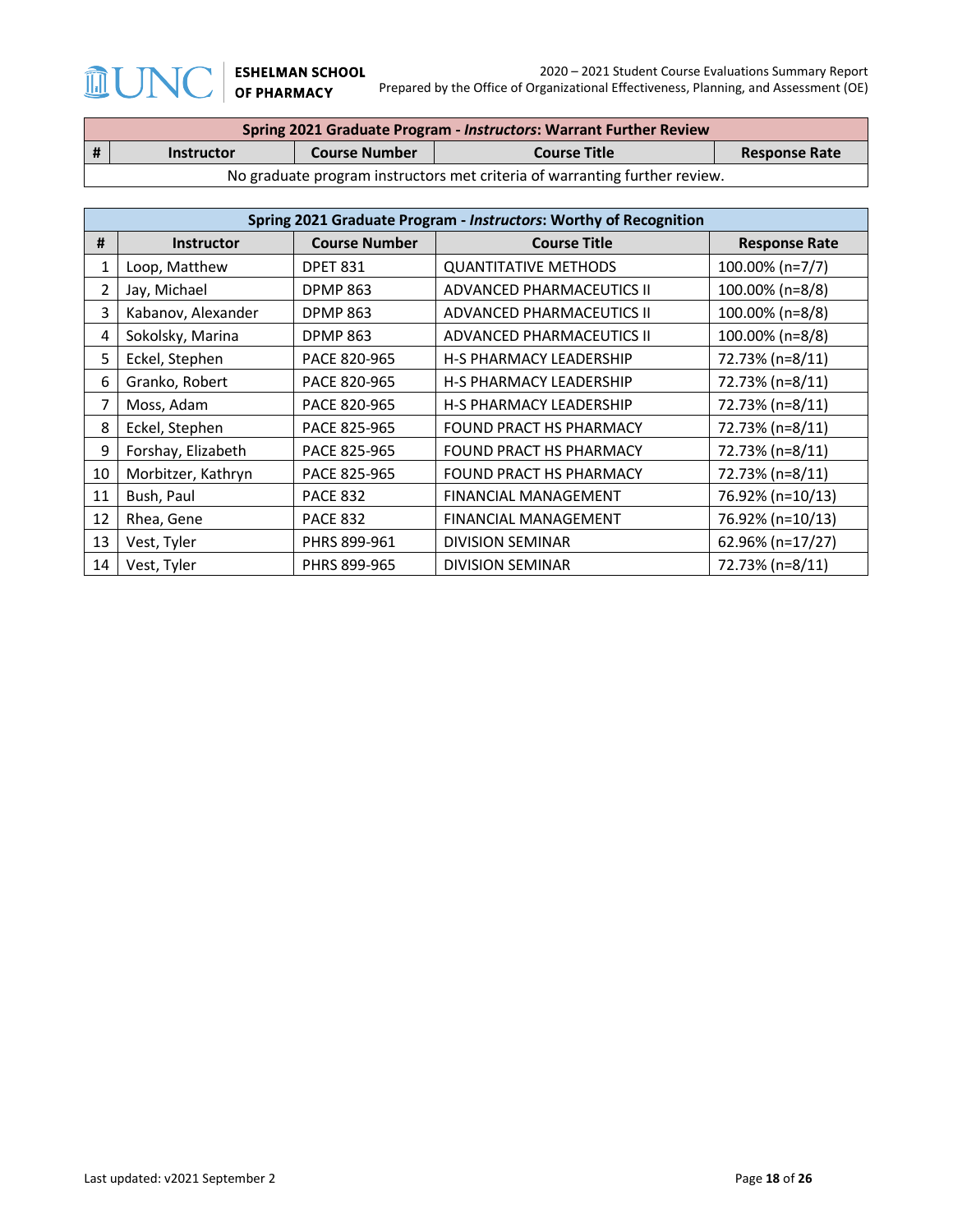| Spring 2021 Graduate Program - *Instructors*: Warrant Further Review | | | | |
|---|---|---|---|---|
| # | Instructor | Course Number | Course Title | Response Rate |
| No graduate program instructors met criteria of warranting further review. | | | | |

| Spring 2021 Graduate Program - *Instructors*: Worthy of Recognition | | | | |
|---|---|---|---|---|
| # | Instructor | Course Number | Course Title | Response Rate |
| 1 | Loop, Matthew | DPET 831 | QUANTITATIVE METHODS | 100.00% (n=7/7) |
| 2 | Jay, Michael | DPMP 863 | ADVANCED PHARMACEUTICS II | 100.00% (n=8/8) |
| 3 | Kabanov, Alexander | DPMP 863 | ADVANCED PHARMACEUTICS II | 100.00% (n=8/8) |
| 4 | Sokolsky, Marina | DPMP 863 | ADVANCED PHARMACEUTICS II | 100.00% (n=8/8) |
| 5 | Eckel, Stephen | PACE 820-965 | H-S PHARMACY LEADERSHIP | 72.73% (n=8/11) |
| 6 | Granko, Robert | PACE 820-965 | H-S PHARMACY LEADERSHIP | 72.73% (n=8/11) |
| 7 | Moss, Adam | PACE 820-965 | H-S PHARMACY LEADERSHIP | 72.73% (n=8/11) |
| 8 | Eckel, Stephen | PACE 825-965 | FOUND PRACT HS PHARMACY | 72.73% (n=8/11) |
| 9 | Forshay, Elizabeth | PACE 825-965 | FOUND PRACT HS PHARMACY | 72.73% (n=8/11) |
| 10 | Morbitzer, Kathryn | PACE 825-965 | FOUND PRACT HS PHARMACY | 72.73% (n=8/11) |
| 11 | Bush, Paul | PACE 832 | FINANCIAL MANAGEMENT | 76.92% (n=10/13) |
| 12 | Rhea, Gene | PACE 832 | FINANCIAL MANAGEMENT | 76.92% (n=10/13) |
| 13 | Vest, Tyler | PHRS 899-961 | DIVISION SEMINAR | 62.96% (n=17/27) |
| 14 | Vest, Tyler | PHRS 899-965 | DIVISION SEMINAR | 72.73% (n=8/11) |

Last updated: v2021 September 2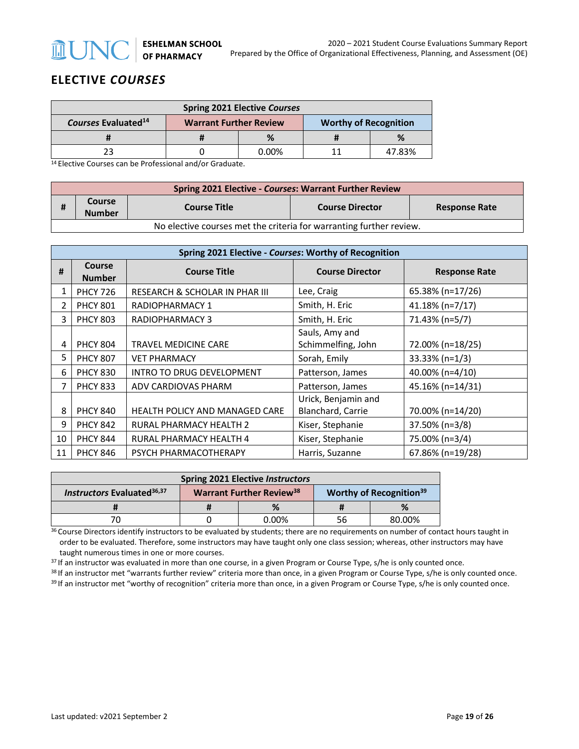## ELECTIVE *COURSES*

| Spring 2021 Elective *Courses* | | | | |
|---|---|---|---|---|
| *Courses* Evaluated[14] | Warrant Further Review | | Worthy of Recognition | |
| # | # | % | # | % |
| 23 | 0 | 0.00% | 11 | 47.83% |

[14] Elective Courses can be Professional and/or Graduate.

| Spring 2021 Elective - *Courses*: Warrant Further Review | | | | |
|---|---|---|---|---|
| # | Course Number | Course Title | Course Director | Response Rate |
| No elective courses met the criteria for warranting further review. | | | | |

| Spring 2021 Elective - *Courses*: Worthy of Recognition | | | | |
|---|---|---|---|---|
| # | Course Number | Course Title | Course Director | Response Rate |
| 1 | PHCY 726 | RESEARCH & SCHOLAR IN PHAR III | Lee, Craig | 65.38% (n=17/26) |
| 2 | PHCY 801 | RADIOPHARMACY 1 | Smith, H. Eric | 41.18% (n=7/17) |
| 3 | PHCY 803 | RADIOPHARMACY 3 | Smith, H. Eric | 71.43% (n=5/7) |
| 4 | PHCY 804 | TRAVEL MEDICINE CARE | Sauls, Amy and Schimmelfing, John | 72.00% (n=18/25) |
| 5 | PHCY 807 | VET PHARMACY | Sorah, Emily | 33.33% (n=1/3) |
| 6 | PHCY 830 | INTRO TO DRUG DEVELOPMENT | Patterson, James | 40.00% (n=4/10) |
| 7 | PHCY 833 | ADV CARDIOVAS PHARM | Patterson, James | 45.16% (n=14/31) |
| 8 | PHCY 840 | HEALTH POLICY AND MANAGED CARE | Urick, Benjamin and Blanchard, Carrie | 70.00% (n=14/20) |
| 9 | PHCY 842 | RURAL PHARMACY HEALTH 2 | Kiser, Stephanie | 37.50% (n=3/8) |
| 10 | PHCY 844 | RURAL PHARMACY HEALTH 4 | Kiser, Stephanie | 75.00% (n=3/4) |
| 11 | PHCY 846 | PSYCH PHARMACOTHERAPY | Harris, Suzanne | 67.86% (n=19/28) |

| Spring 2021 Elective *Instructors* | | | | |
|---|---|---|---|---|
| *Instructors* Evaluated[36,37] | Warrant Further Review[38] | | Worthy of Recognition[39] | |
| # | # | % | # | % |
| 70 | 0 | 0.00% | 56 | 80.00% |

[36] Course Directors identify instructors to be evaluated by students; there are no requirements on number of contact hours taught in order to be evaluated. Therefore, some instructors may have taught only one class session; whereas, other instructors may have taught numerous times in one or more courses.

[37] If an instructor was evaluated in more than one course, in a given Program or Course Type, s/he is only counted once.

[38] If an instructor met "warrants further review" criteria more than once, in a given Program or Course Type, s/he is only counted once.

[39] If an instructor met "worthy of recognition" criteria more than once, in a given Program or Course Type, s/he is only counted once.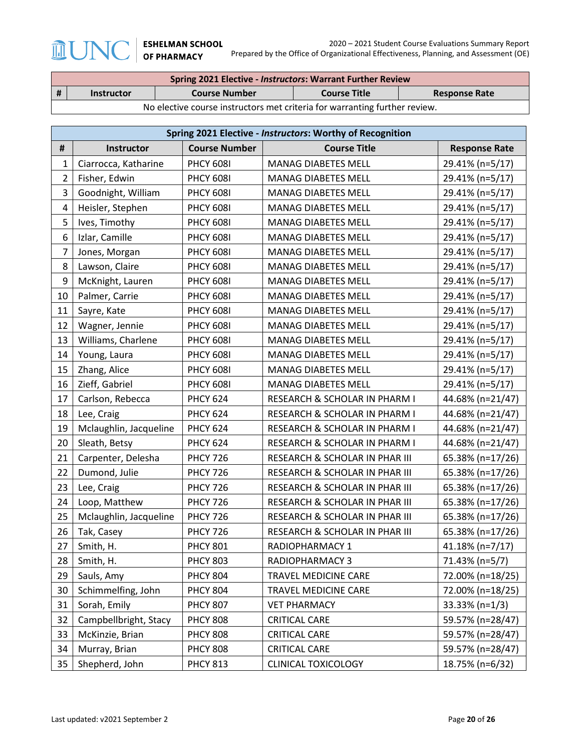| Spring 2021 Elective - *Instructors*: Warrant Further Review | | | | |
|---|---|---|---|---|
| # | Instructor | Course Number | Course Title | Response Rate |
| No elective course instructors met criteria for warranting further review. | | | | |

| Spring 2021 Elective - *Instructors*: Worthy of Recognition | | | | |
|---|---|---|---|---|
| # | Instructor | Course Number | Course Title | Response Rate |
| 1 | Ciarrocca, Katharine | PHCY 608I | MANAG DIABETES MELL | 29.41% (n=5/17) |
| 2 | Fisher, Edwin | PHCY 608I | MANAG DIABETES MELL | 29.41% (n=5/17) |
| 3 | Goodnight, William | PHCY 608I | MANAG DIABETES MELL | 29.41% (n=5/17) |
| 4 | Heisler, Stephen | PHCY 608I | MANAG DIABETES MELL | 29.41% (n=5/17) |
| 5 | Ives, Timothy | PHCY 608I | MANAG DIABETES MELL | 29.41% (n=5/17) |
| 6 | Izlar, Camille | PHCY 608I | MANAG DIABETES MELL | 29.41% (n=5/17) |
| 7 | Jones, Morgan | PHCY 608I | MANAG DIABETES MELL | 29.41% (n=5/17) |
| 8 | Lawson, Claire | PHCY 608I | MANAG DIABETES MELL | 29.41% (n=5/17) |
| 9 | McKnight, Lauren | PHCY 608I | MANAG DIABETES MELL | 29.41% (n=5/17) |
| 10 | Palmer, Carrie | PHCY 608I | MANAG DIABETES MELL | 29.41% (n=5/17) |
| 11 | Sayre, Kate | PHCY 608I | MANAG DIABETES MELL | 29.41% (n=5/17) |
| 12 | Wagner, Jennie | PHCY 608I | MANAG DIABETES MELL | 29.41% (n=5/17) |
| 13 | Williams, Charlene | PHCY 608I | MANAG DIABETES MELL | 29.41% (n=5/17) |
| 14 | Young, Laura | PHCY 608I | MANAG DIABETES MELL | 29.41% (n=5/17) |
| 15 | Zhang, Alice | PHCY 608I | MANAG DIABETES MELL | 29.41% (n=5/17) |
| 16 | Zieff, Gabriel | PHCY 608I | MANAG DIABETES MELL | 29.41% (n=5/17) |
| 17 | Carlson, Rebecca | PHCY 624 | RESEARCH & SCHOLAR IN PHARM I | 44.68% (n=21/47) |
| 18 | Lee, Craig | PHCY 624 | RESEARCH & SCHOLAR IN PHARM I | 44.68% (n=21/47) |
| 19 | Mclaughlin, Jacqueline | PHCY 624 | RESEARCH & SCHOLAR IN PHARM I | 44.68% (n=21/47) |
| 20 | Sleath, Betsy | PHCY 624 | RESEARCH & SCHOLAR IN PHARM I | 44.68% (n=21/47) |
| 21 | Carpenter, Delesha | PHCY 726 | RESEARCH & SCHOLAR IN PHAR III | 65.38% (n=17/26) |
| 22 | Dumond, Julie | PHCY 726 | RESEARCH & SCHOLAR IN PHAR III | 65.38% (n=17/26) |
| 23 | Lee, Craig | PHCY 726 | RESEARCH & SCHOLAR IN PHAR III | 65.38% (n=17/26) |
| 24 | Loop, Matthew | PHCY 726 | RESEARCH & SCHOLAR IN PHAR III | 65.38% (n=17/26) |
| 25 | Mclaughlin, Jacqueline | PHCY 726 | RESEARCH & SCHOLAR IN PHAR III | 65.38% (n=17/26) |
| 26 | Tak, Casey | PHCY 726 | RESEARCH & SCHOLAR IN PHAR III | 65.38% (n=17/26) |
| 27 | Smith, H. | PHCY 801 | RADIOPHARMACY 1 | 41.18% (n=7/17) |
| 28 | Smith, H. | PHCY 803 | RADIOPHARMACY 3 | 71.43% (n=5/7) |
| 29 | Sauls, Amy | PHCY 804 | TRAVEL MEDICINE CARE | 72.00% (n=18/25) |
| 30 | Schimmelfing, John | PHCY 804 | TRAVEL MEDICINE CARE | 72.00% (n=18/25) |
| 31 | Sorah, Emily | PHCY 807 | VET PHARMACY | 33.33% (n=1/3) |
| 32 | Campbellbright, Stacy | PHCY 808 | CRITICAL CARE | 59.57% (n=28/47) |
| 33 | McKinzie, Brian | PHCY 808 | CRITICAL CARE | 59.57% (n=28/47) |
| 34 | Murray, Brian | PHCY 808 | CRITICAL CARE | 59.57% (n=28/47) |
| 35 | Shepherd, John | PHCY 813 | CLINICAL TOXICOLOGY | 18.75% (n=6/32) |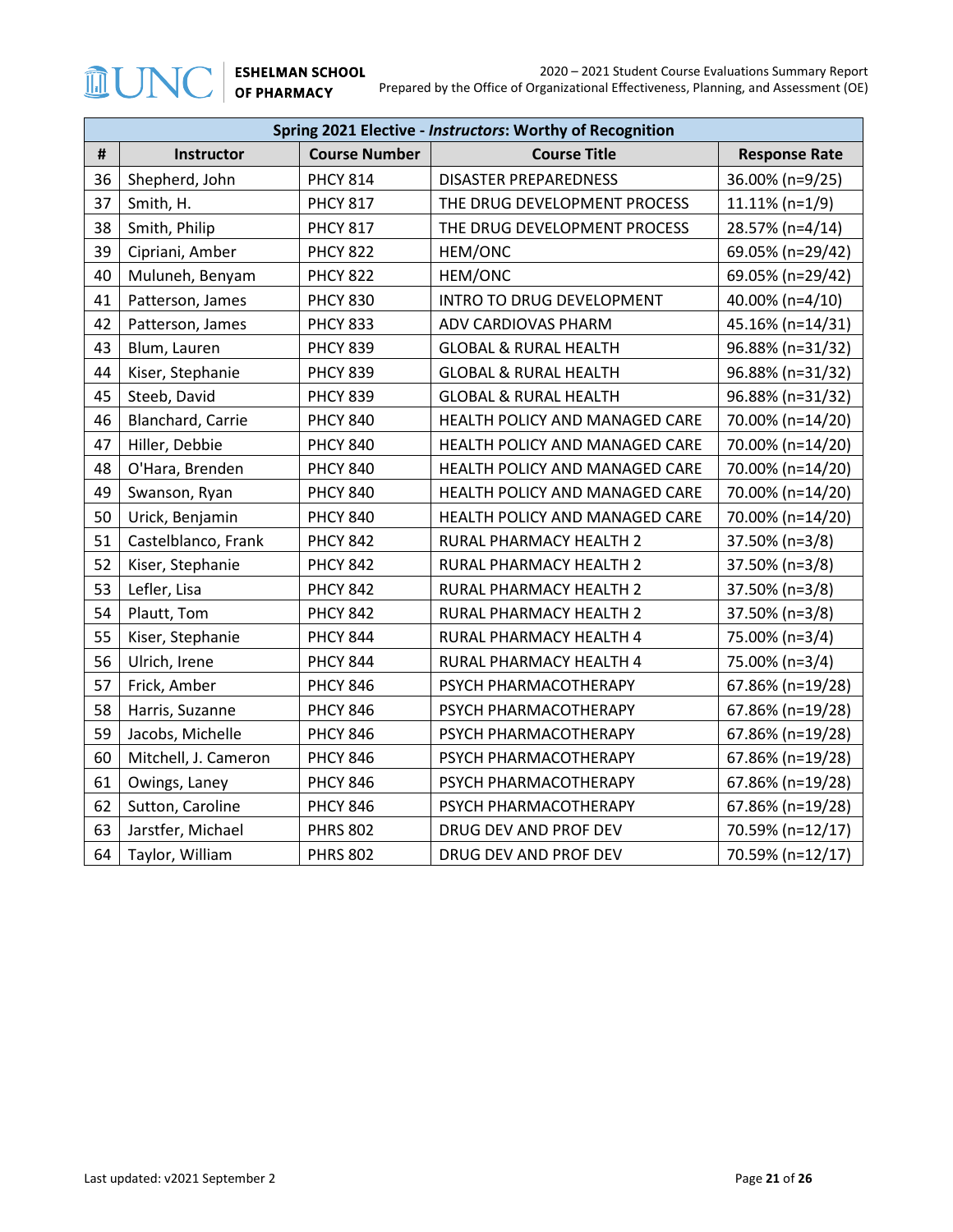| Spring 2021 Elective - *Instructors*: Worthy of Recognition | | | | |
|---|---|---|---|---|
| **#** | **Instructor** | **Course Number** | **Course Title** | **Response Rate** |
| 36 | Shepherd, John | PHCY 814 | DISASTER PREPAREDNESS | 36.00% (n=9/25) |
| 37 | Smith, H. | PHCY 817 | THE DRUG DEVELOPMENT PROCESS | 11.11% (n=1/9) |
| 38 | Smith, Philip | PHCY 817 | THE DRUG DEVELOPMENT PROCESS | 28.57% (n=4/14) |
| 39 | Cipriani, Amber | PHCY 822 | HEM/ONC | 69.05% (n=29/42) |
| 40 | Muluneh, Benyam | PHCY 822 | HEM/ONC | 69.05% (n=29/42) |
| 41 | Patterson, James | PHCY 830 | INTRO TO DRUG DEVELOPMENT | 40.00% (n=4/10) |
| 42 | Patterson, James | PHCY 833 | ADV CARDIOVAS PHARM | 45.16% (n=14/31) |
| 43 | Blum, Lauren | PHCY 839 | GLOBAL & RURAL HEALTH | 96.88% (n=31/32) |
| 44 | Kiser, Stephanie | PHCY 839 | GLOBAL & RURAL HEALTH | 96.88% (n=31/32) |
| 45 | Steeb, David | PHCY 839 | GLOBAL & RURAL HEALTH | 96.88% (n=31/32) |
| 46 | Blanchard, Carrie | PHCY 840 | HEALTH POLICY AND MANAGED CARE | 70.00% (n=14/20) |
| 47 | Hiller, Debbie | PHCY 840 | HEALTH POLICY AND MANAGED CARE | 70.00% (n=14/20) |
| 48 | O'Hara, Brenden | PHCY 840 | HEALTH POLICY AND MANAGED CARE | 70.00% (n=14/20) |
| 49 | Swanson, Ryan | PHCY 840 | HEALTH POLICY AND MANAGED CARE | 70.00% (n=14/20) |
| 50 | Urick, Benjamin | PHCY 840 | HEALTH POLICY AND MANAGED CARE | 70.00% (n=14/20) |
| 51 | Castelblanco, Frank | PHCY 842 | RURAL PHARMACY HEALTH 2 | 37.50% (n=3/8) |
| 52 | Kiser, Stephanie | PHCY 842 | RURAL PHARMACY HEALTH 2 | 37.50% (n=3/8) |
| 53 | Lefler, Lisa | PHCY 842 | RURAL PHARMACY HEALTH 2 | 37.50% (n=3/8) |
| 54 | Plautt, Tom | PHCY 842 | RURAL PHARMACY HEALTH 2 | 37.50% (n=3/8) |
| 55 | Kiser, Stephanie | PHCY 844 | RURAL PHARMACY HEALTH 4 | 75.00% (n=3/4) |
| 56 | Ulrich, Irene | PHCY 844 | RURAL PHARMACY HEALTH 4 | 75.00% (n=3/4) |
| 57 | Frick, Amber | PHCY 846 | PSYCH PHARMACOTHERAPY | 67.86% (n=19/28) |
| 58 | Harris, Suzanne | PHCY 846 | PSYCH PHARMACOTHERAPY | 67.86% (n=19/28) |
| 59 | Jacobs, Michelle | PHCY 846 | PSYCH PHARMACOTHERAPY | 67.86% (n=19/28) |
| 60 | Mitchell, J. Cameron | PHCY 846 | PSYCH PHARMACOTHERAPY | 67.86% (n=19/28) |
| 61 | Owings, Laney | PHCY 846 | PSYCH PHARMACOTHERAPY | 67.86% (n=19/28) |
| 62 | Sutton, Caroline | PHCY 846 | PSYCH PHARMACOTHERAPY | 67.86% (n=19/28) |
| 63 | Jarstfer, Michael | PHRS 802 | DRUG DEV AND PROF DEV | 70.59% (n=12/17) |
| 64 | Taylor, William | PHRS 802 | DRUG DEV AND PROF DEV | 70.59% (n=12/17) |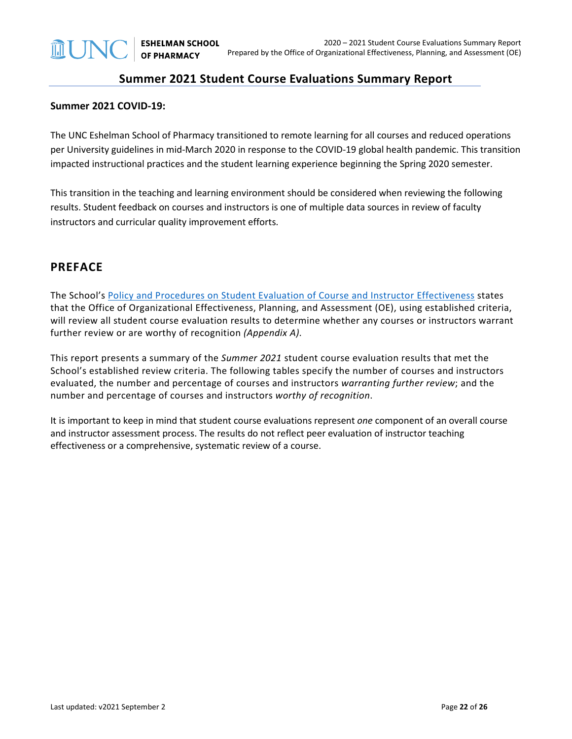# Summer 2021 Student Course Evaluations Summary Report

**Summer 2021 COVID-19:**

The UNC Eshelman School of Pharmacy transitioned to remote learning for all courses and reduced operations per University guidelines in mid-March 2020 in response to the COVID-19 global health pandemic. This transition impacted instructional practices and the student learning experience beginning the Spring 2020 semester.

This transition in the teaching and learning environment should be considered when reviewing the following results. Student feedback on courses and instructors is one of multiple data sources in review of faculty instructors and curricular quality improvement efforts.

## PREFACE

The School's Policy and Procedures on Student Evaluation of Course and Instructor Effectiveness states that the Office of Organizational Effectiveness, Planning, and Assessment (OE), using established criteria, will review all student course evaluation results to determine whether any courses or instructors warrant further review or are worthy of recognition *(Appendix A).*

This report presents a summary of the *Summer 2021* student course evaluation results that met the School's established review criteria. The following tables specify the number of courses and instructors evaluated, the number and percentage of courses and instructors *warranting further review*; and the number and percentage of courses and instructors *worthy of recognition*.

It is important to keep in mind that student course evaluations represent *one* component of an overall course and instructor assessment process. The results do not reflect peer evaluation of instructor teaching effectiveness or a comprehensive, systematic review of a course.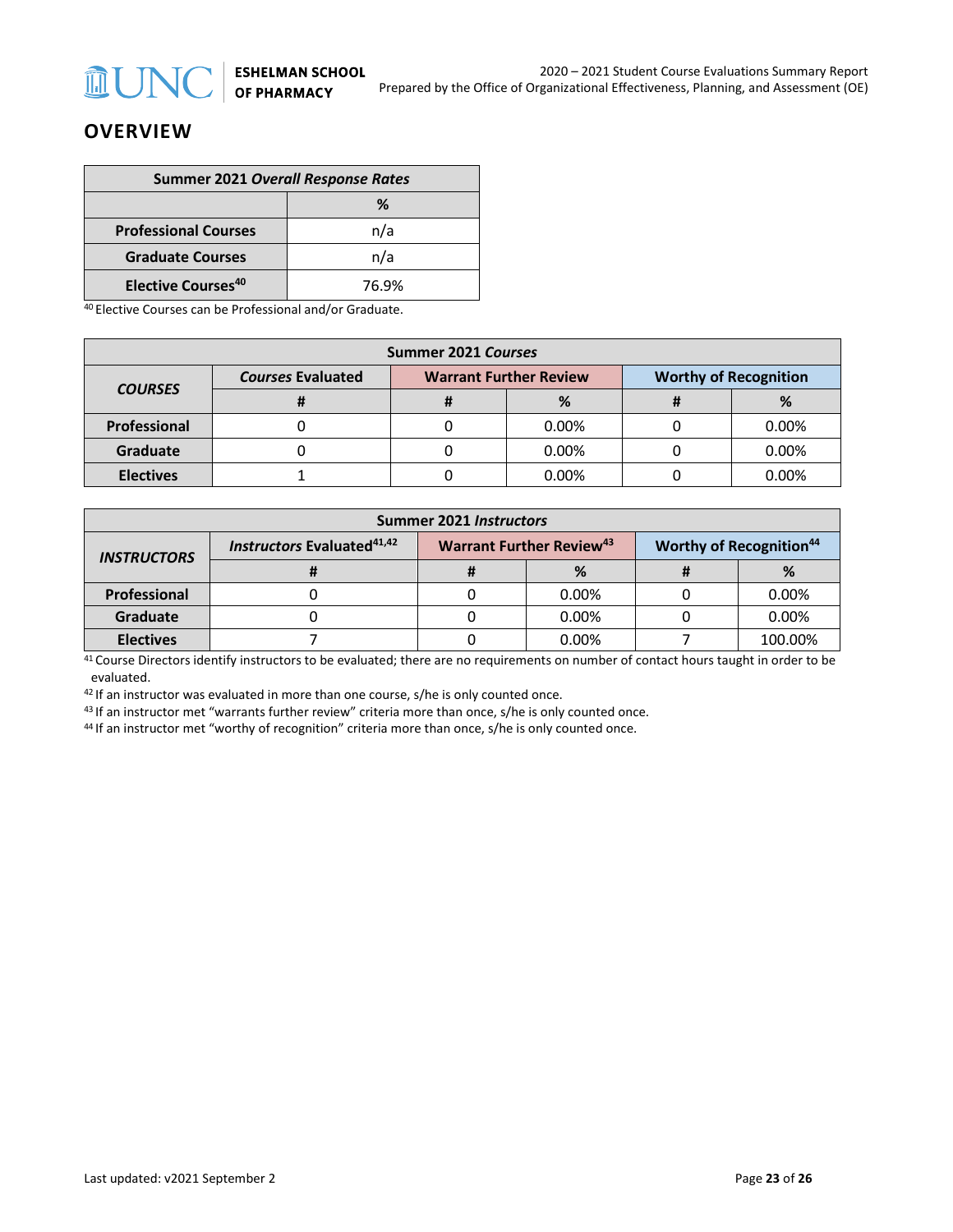## OVERVIEW

| Summer 2021 *Overall Response Rates* | |
|---|---|
| | % |
| **Professional Courses** | n/a |
| **Graduate Courses** | n/a |
| **Elective Courses**[40] | 76.9% |

[40] Elective Courses can be Professional and/or Graduate.

| Summer 2021 *Courses* | | | | | |
|---|---|---|---|---|---|
| ***COURSES*** | ***Courses* Evaluated** | **Warrant Further Review** | | **Worthy of Recognition** | |
| | **#** | **#** | **%** | **#** | **%** |
| **Professional** | 0 | 0 | 0.00% | 0 | 0.00% |
| **Graduate** | 0 | 0 | 0.00% | 0 | 0.00% |
| **Electives** | 1 | 0 | 0.00% | 0 | 0.00% |

| Summer 2021 *Instructors* | | | | | |
|---|---|---|---|---|---|
| ***INSTRUCTORS*** | ***Instructors* Evaluated**[41,42] | **Warrant Further Review**[43] | | **Worthy of Recognition**[44] | |
| | **#** | **#** | **%** | **#** | **%** |
| **Professional** | 0 | 0 | 0.00% | 0 | 0.00% |
| **Graduate** | 0 | 0 | 0.00% | 0 | 0.00% |
| **Electives** | 7 | 0 | 0.00% | 7 | 100.00% |

[41] Course Directors identify instructors to be evaluated; there are no requirements on number of contact hours taught in order to be evaluated.

[42] If an instructor was evaluated in more than one course, s/he is only counted once.

[43] If an instructor met "warrants further review" criteria more than once, s/he is only counted once.

[44] If an instructor met "worthy of recognition" criteria more than once, s/he is only counted once.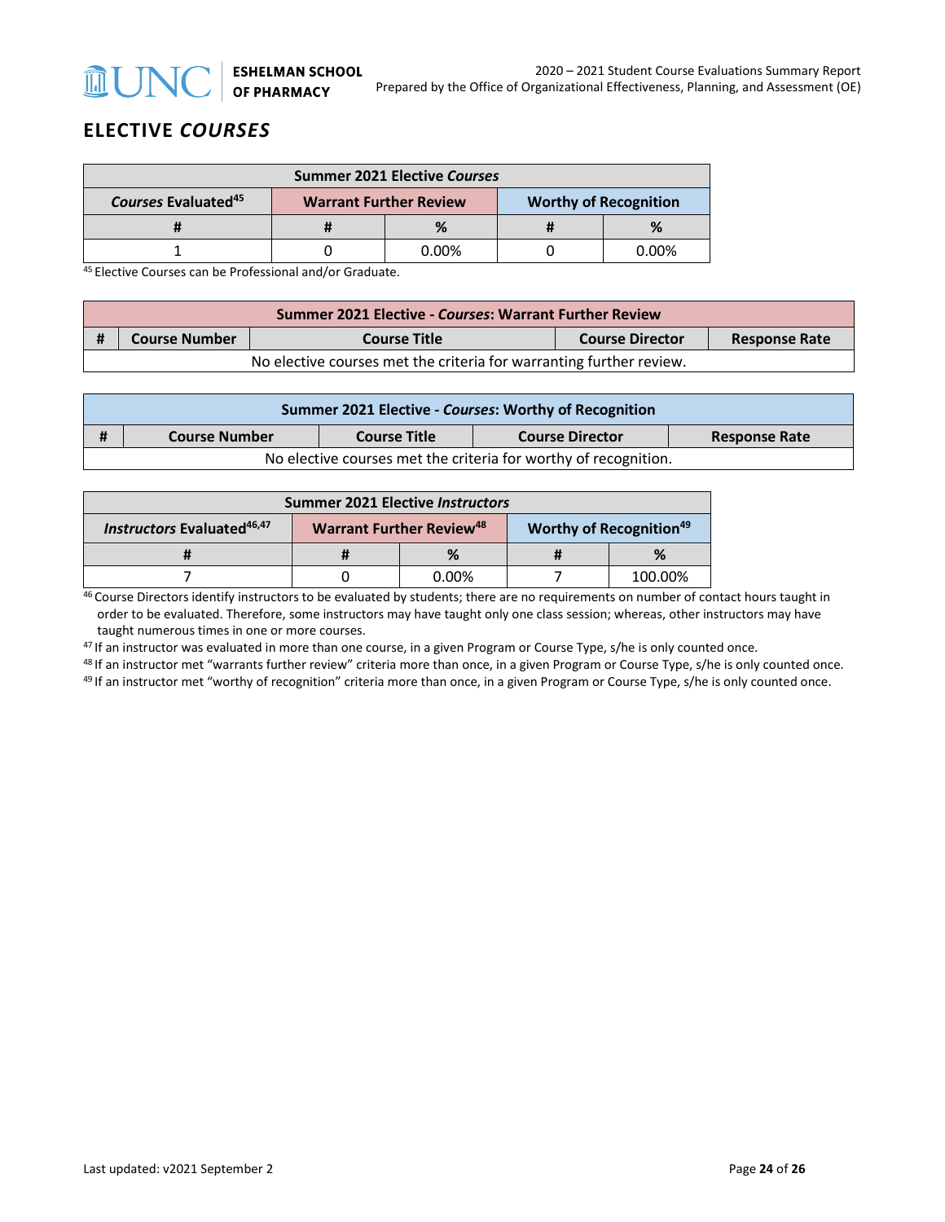## ELECTIVE *COURSES*

| Summer 2021 Elective *Courses* | | | | |
|---|---|---|---|---|
| *Courses* Evaluated[45] | Warrant Further Review | | Worthy of Recognition | |
| # | # | % | # | % |
| 1 | 0 | 0.00% | 0 | 0.00% |

[45] Elective Courses can be Professional and/or Graduate.

| Summer 2021 Elective - *Courses*: Warrant Further Review | | | | |
|---|---|---|---|---|
| # | Course Number | Course Title | Course Director | Response Rate |
| No elective courses met the criteria for warranting further review. | | | | |

| Summer 2021 Elective - *Courses*: Worthy of Recognition | | | | |
|---|---|---|---|---|
| # | Course Number | Course Title | Course Director | Response Rate |
| No elective courses met the criteria for worthy of recognition. | | | | |

| Summer 2021 Elective *Instructors* | | | | |
|---|---|---|---|---|
| *Instructors* Evaluated[46,47] | Warrant Further Review[48] | | Worthy of Recognition[49] | |
| # | # | % | # | % |
| 7 | 0 | 0.00% | 7 | 100.00% |

[46] Course Directors identify instructors to be evaluated by students; there are no requirements on number of contact hours taught in order to be evaluated. Therefore, some instructors may have taught only one class session; whereas, other instructors may have taught numerous times in one or more courses.

[47] If an instructor was evaluated in more than one course, in a given Program or Course Type, s/he is only counted once.

[48] If an instructor met "warrants further review" criteria more than once, in a given Program or Course Type, s/he is only counted once.

[49] If an instructor met "worthy of recognition" criteria more than once, in a given Program or Course Type, s/he is only counted once.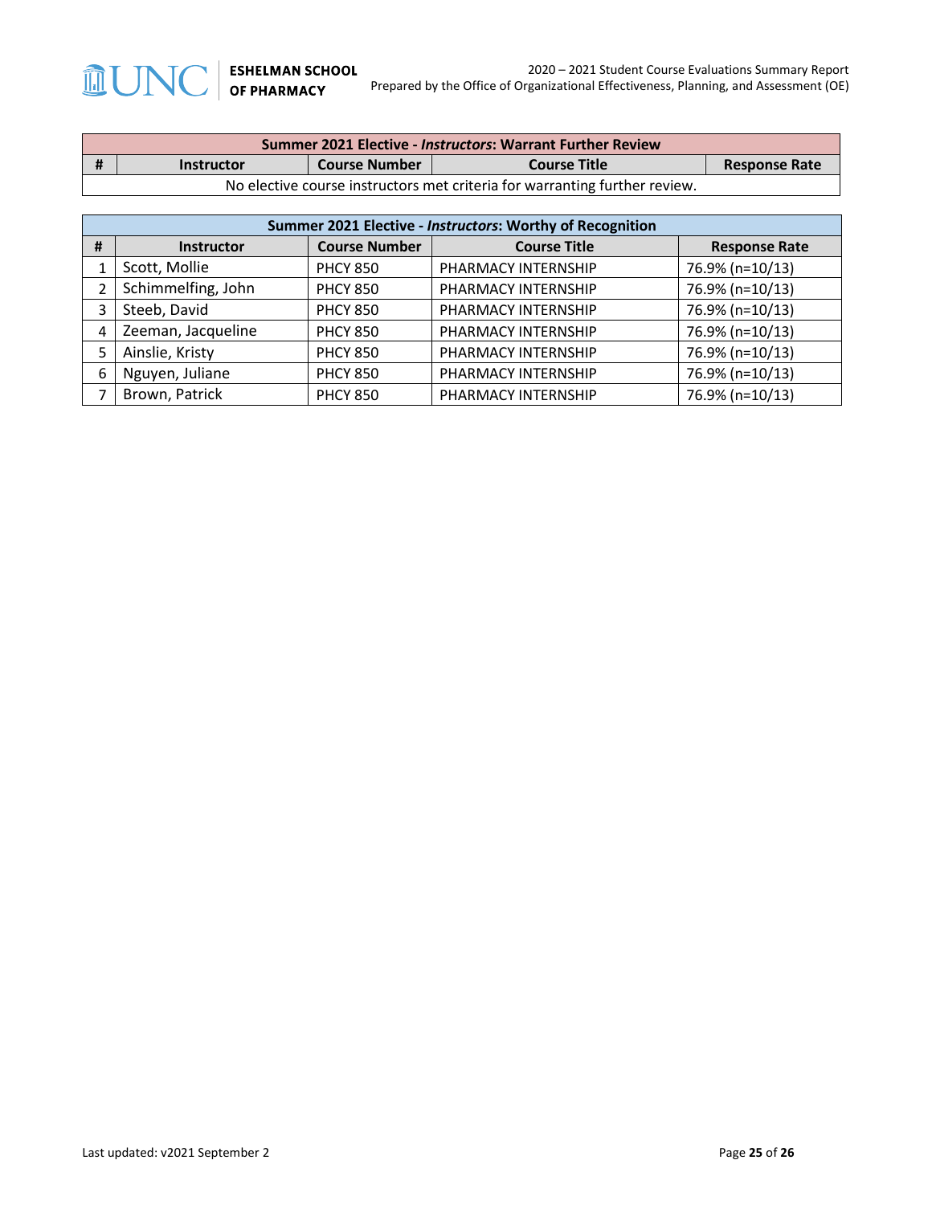| Summer 2021 Elective - *Instructors*: Warrant Further Review | | | | |
|---|---|---|---|---|
| **#** | **Instructor** | **Course Number** | **Course Title** | **Response Rate** |
| No elective course instructors met criteria for warranting further review. | | | | |

| Summer 2021 Elective - *Instructors*: Worthy of Recognition | | | | |
|---|---|---|---|---|
| **#** | **Instructor** | **Course Number** | **Course Title** | **Response Rate** |
| 1 | Scott, Mollie | PHCY 850 | PHARMACY INTERNSHIP | 76.9% (n=10/13) |
| 2 | Schimmelfing, John | PHCY 850 | PHARMACY INTERNSHIP | 76.9% (n=10/13) |
| 3 | Steeb, David | PHCY 850 | PHARMACY INTERNSHIP | 76.9% (n=10/13) |
| 4 | Zeeman, Jacqueline | PHCY 850 | PHARMACY INTERNSHIP | 76.9% (n=10/13) |
| 5 | Ainslie, Kristy | PHCY 850 | PHARMACY INTERNSHIP | 76.9% (n=10/13) |
| 6 | Nguyen, Juliane | PHCY 850 | PHARMACY INTERNSHIP | 76.9% (n=10/13) |
| 7 | Brown, Patrick | PHCY 850 | PHARMACY INTERNSHIP | 76.9% (n=10/13) |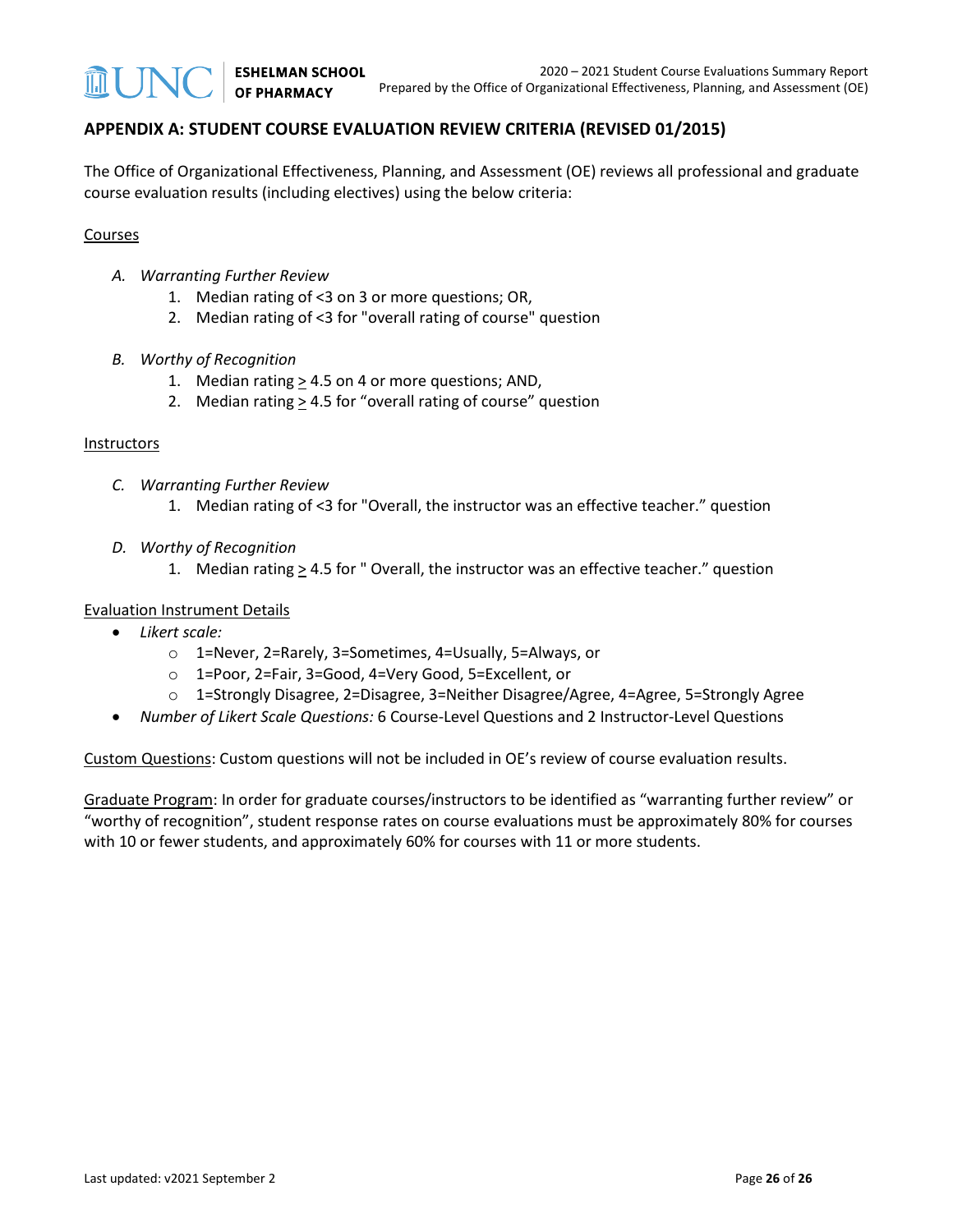## APPENDIX A: STUDENT COURSE EVALUATION REVIEW CRITERIA (REVISED 01/2015)

The Office of Organizational Effectiveness, Planning, and Assessment (OE) reviews all professional and graduate course evaluation results (including electives) using the below criteria:

<u>Courses</u>

- A. *Warranting Further Review*
    1. Median rating of <3 on 3 or more questions; OR,
    2. Median rating of <3 for "overall rating of course" question

- B. *Worthy of Recognition*
    1. Median rating ≥ 4.5 on 4 or more questions; AND,
    2. Median rating ≥ 4.5 for "overall rating of course" question

<u>Instructors</u>

- C. *Warranting Further Review*
    1. Median rating of <3 for "Overall, the instructor was an effective teacher." question

- D. *Worthy of Recognition*
    1. Median rating ≥ 4.5 for " Overall, the instructor was an effective teacher." question

<u>Evaluation Instrument Details</u>

- *Likert scale:*
    - 1=Never, 2=Rarely, 3=Sometimes, 4=Usually, 5=Always, or
    - 1=Poor, 2=Fair, 3=Good, 4=Very Good, 5=Excellent, or
    - 1=Strongly Disagree, 2=Disagree, 3=Neither Disagree/Agree, 4=Agree, 5=Strongly Agree
- *Number of Likert Scale Questions:* 6 Course-Level Questions and 2 Instructor-Level Questions

<u>Custom Questions</u>: Custom questions will not be included in OE's review of course evaluation results.

<u>Graduate Program</u>: In order for graduate courses/instructors to be identified as "warranting further review" or "worthy of recognition", student response rates on course evaluations must be approximately 80% for courses with 10 or fewer students, and approximately 60% for courses with 11 or more students.